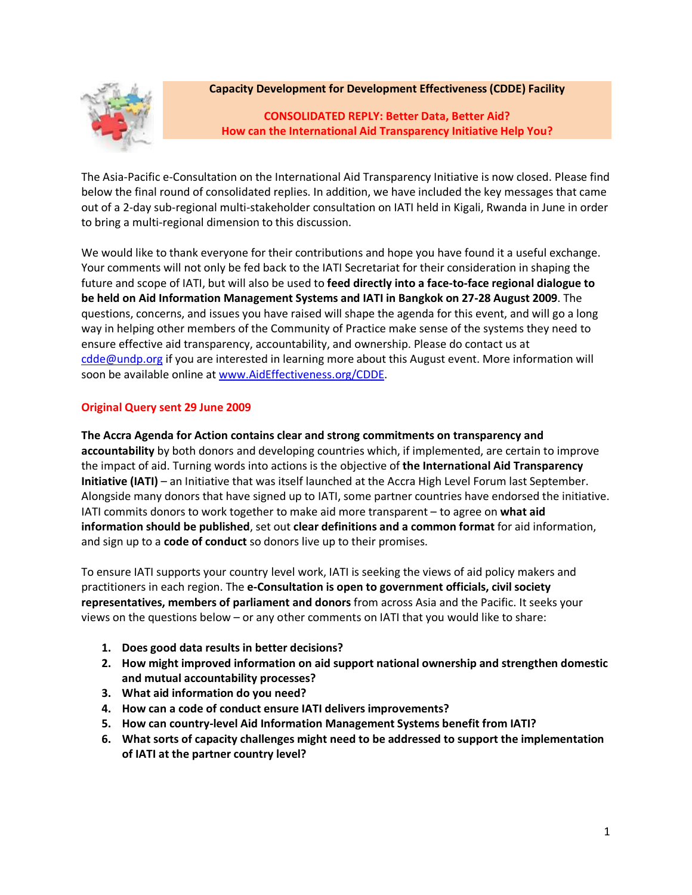**Capacity Development for Development Effectiveness (CDDE) Facility**

## CONSOLIDATED REPLY: Better Data, Better Aid?
## How can the International Aid Transparency Initiative Help You?

The Asia-Pacific e-Consultation on the International Aid Transparency Initiative is now closed. Please find below the final round of consolidated replies. In addition, we have included the key messages that came out of a 2-day sub-regional multi-stakeholder consultation on IATI held in Kigali, Rwanda in June in order to bring a multi-regional dimension to this discussion.

We would like to thank everyone for their contributions and hope you have found it a useful exchange. Your comments will not only be fed back to the IATI Secretariat for their consideration in shaping the future and scope of IATI, but will also be used to **feed directly into a face-to-face regional dialogue to be held on Aid Information Management Systems and IATI in Bangkok on 27-28 August 2009**. The questions, concerns, and issues you have raised will shape the agenda for this event, and will go a long way in helping other members of the Community of Practice make sense of the systems they need to ensure effective aid transparency, accountability, and ownership. Please do contact us at cdde@undp.org if you are interested in learning more about this August event. More information will soon be available online at www.AidEffectiveness.org/CDDE.

### Original Query sent 29 June 2009

**The Accra Agenda for Action contains clear and strong commitments on transparency and accountability** by both donors and developing countries which, if implemented, are certain to improve the impact of aid. Turning words into actions is the objective of **the International Aid Transparency Initiative (IATI)** – an Initiative that was itself launched at the Accra High Level Forum last September. Alongside many donors that have signed up to IATI, some partner countries have endorsed the initiative. IATI commits donors to work together to make aid more transparent – to agree on **what aid information should be published**, set out **clear definitions and a common format** for aid information, and sign up to a **code of conduct** so donors live up to their promises.

To ensure IATI supports your country level work, IATI is seeking the views of aid policy makers and practitioners in each region. The **e-Consultation is open to government officials, civil society representatives, members of parliament and donors** from across Asia and the Pacific. It seeks your views on the questions below – or any other comments on IATI that you would like to share:

1. **Does good data results in better decisions?**
2. **How might improved information on aid support national ownership and strengthen domestic and mutual accountability processes?**
3. **What aid information do you need?**
4. **How can a code of conduct ensure IATI delivers improvements?**
5. **How can country-level Aid Information Management Systems benefit from IATI?**
6. **What sorts of capacity challenges might need to be addressed to support the implementation of IATI at the partner country level?**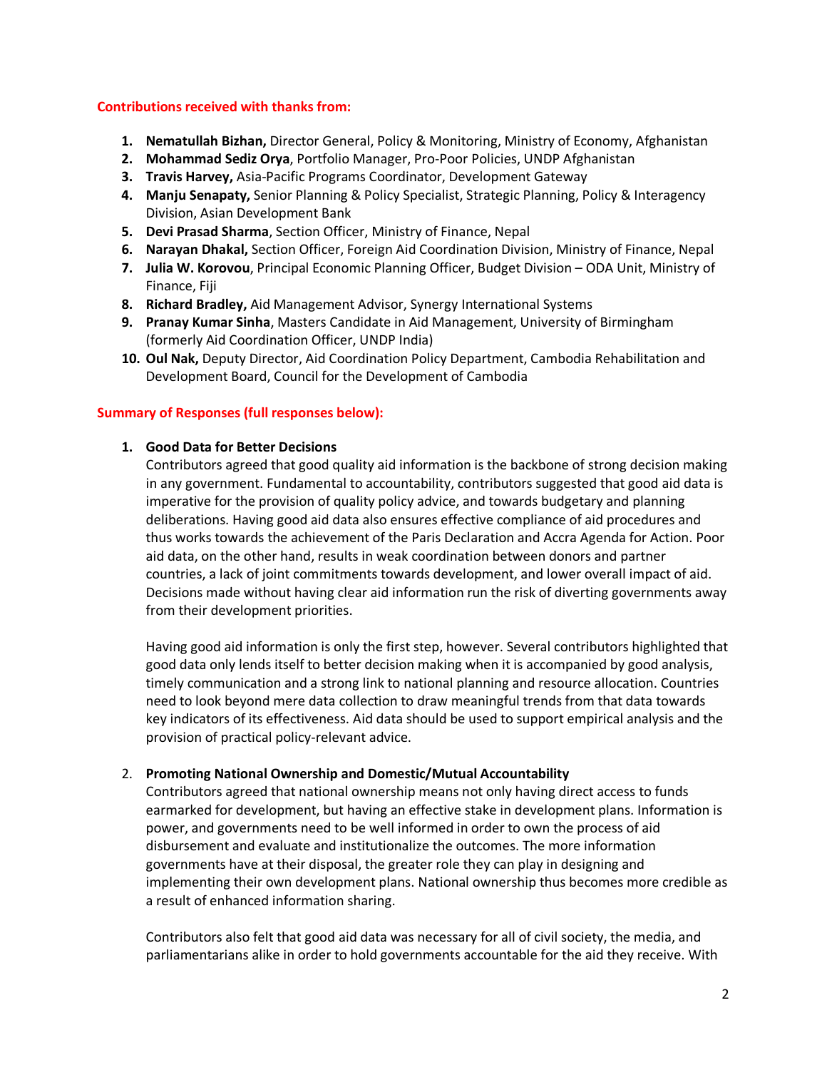**Contributions received with thanks from:**

1. **Nematullah Bizhan,** Director General, Policy & Monitoring, Ministry of Economy, Afghanistan
2. **Mohammad Sediz Orya**, Portfolio Manager, Pro-Poor Policies, UNDP Afghanistan
3. **Travis Harvey,** Asia-Pacific Programs Coordinator, Development Gateway
4. **Manju Senapaty,** Senior Planning & Policy Specialist, Strategic Planning, Policy & Interagency Division, Asian Development Bank
5. **Devi Prasad Sharma**, Section Officer, Ministry of Finance, Nepal
6. **Narayan Dhakal,** Section Officer, Foreign Aid Coordination Division, Ministry of Finance, Nepal
7. **Julia W. Korovou**, Principal Economic Planning Officer, Budget Division – ODA Unit, Ministry of Finance, Fiji
8. **Richard Bradley,** Aid Management Advisor, Synergy International Systems
9. **Pranay Kumar Sinha**, Masters Candidate in Aid Management, University of Birmingham (formerly Aid Coordination Officer, UNDP India)
10. **Oul Nak,** Deputy Director, Aid Coordination Policy Department, Cambodia Rehabilitation and Development Board, Council for the Development of Cambodia

**Summary of Responses (full responses below):**

1. **Good Data for Better Decisions**

   Contributors agreed that good quality aid information is the backbone of strong decision making in any government. Fundamental to accountability, contributors suggested that good aid data is imperative for the provision of quality policy advice, and towards budgetary and planning deliberations. Having good aid data also ensures effective compliance of aid procedures and thus works towards the achievement of the Paris Declaration and Accra Agenda for Action. Poor aid data, on the other hand, results in weak coordination between donors and partner countries, a lack of joint commitments towards development, and lower overall impact of aid. Decisions made without having clear aid information run the risk of diverting governments away from their development priorities.

   Having good aid information is only the first step, however. Several contributors highlighted that good data only lends itself to better decision making when it is accompanied by good analysis, timely communication and a strong link to national planning and resource allocation. Countries need to look beyond mere data collection to draw meaningful trends from that data towards key indicators of its effectiveness. Aid data should be used to support empirical analysis and the provision of practical policy-relevant advice.

2. **Promoting National Ownership and Domestic/Mutual Accountability**

   Contributors agreed that national ownership means not only having direct access to funds earmarked for development, but having an effective stake in development plans. Information is power, and governments need to be well informed in order to own the process of aid disbursement and evaluate and institutionalize the outcomes. The more information governments have at their disposal, the greater role they can play in designing and implementing their own development plans. National ownership thus becomes more credible as a result of enhanced information sharing.

   Contributors also felt that good aid data was necessary for all of civil society, the media, and parliamentarians alike in order to hold governments accountable for the aid they receive. With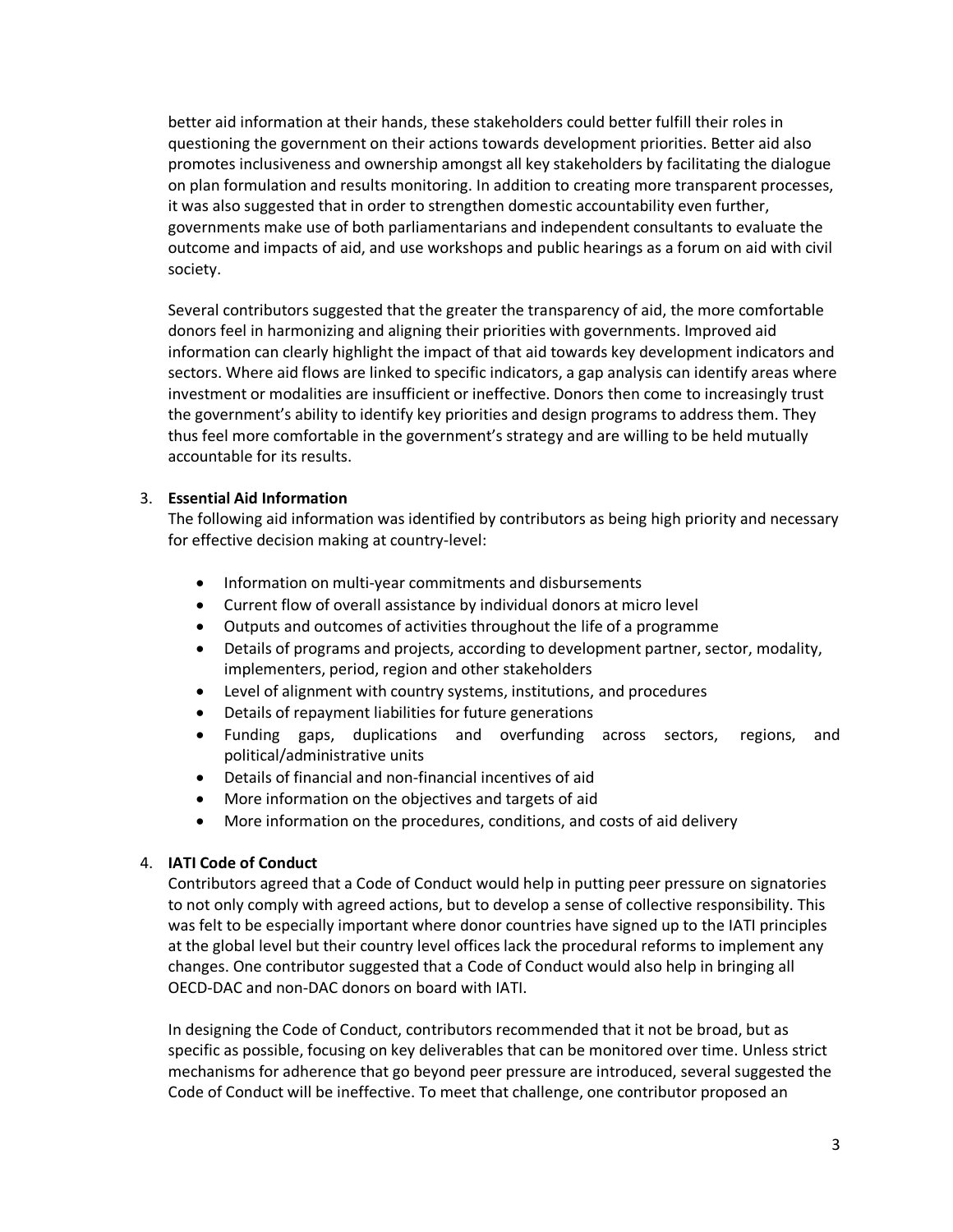better aid information at their hands, these stakeholders could better fulfill their roles in questioning the government on their actions towards development priorities. Better aid also promotes inclusiveness and ownership amongst all key stakeholders by facilitating the dialogue on plan formulation and results monitoring. In addition to creating more transparent processes, it was also suggested that in order to strengthen domestic accountability even further, governments make use of both parliamentarians and independent consultants to evaluate the outcome and impacts of aid, and use workshops and public hearings as a forum on aid with civil society.

Several contributors suggested that the greater the transparency of aid, the more comfortable donors feel in harmonizing and aligning their priorities with governments. Improved aid information can clearly highlight the impact of that aid towards key development indicators and sectors. Where aid flows are linked to specific indicators, a gap analysis can identify areas where investment or modalities are insufficient or ineffective. Donors then come to increasingly trust the government's ability to identify key priorities and design programs to address them. They thus feel more comfortable in the government's strategy and are willing to be held mutually accountable for its results.

3. **Essential Aid Information**

The following aid information was identified by contributors as being high priority and necessary for effective decision making at country-level:

- Information on multi-year commitments and disbursements
- Current flow of overall assistance by individual donors at micro level
- Outputs and outcomes of activities throughout the life of a programme
- Details of programs and projects, according to development partner, sector, modality, implementers, period, region and other stakeholders
- Level of alignment with country systems, institutions, and procedures
- Details of repayment liabilities for future generations
- Funding gaps, duplications and overfunding across sectors, regions, and political/administrative units
- Details of financial and non-financial incentives of aid
- More information on the objectives and targets of aid
- More information on the procedures, conditions, and costs of aid delivery

4. **IATI Code of Conduct**

Contributors agreed that a Code of Conduct would help in putting peer pressure on signatories to not only comply with agreed actions, but to develop a sense of collective responsibility. This was felt to be especially important where donor countries have signed up to the IATI principles at the global level but their country level offices lack the procedural reforms to implement any changes. One contributor suggested that a Code of Conduct would also help in bringing all OECD-DAC and non-DAC donors on board with IATI.

In designing the Code of Conduct, contributors recommended that it not be broad, but as specific as possible, focusing on key deliverables that can be monitored over time. Unless strict mechanisms for adherence that go beyond peer pressure are introduced, several suggested the Code of Conduct will be ineffective. To meet that challenge, one contributor proposed an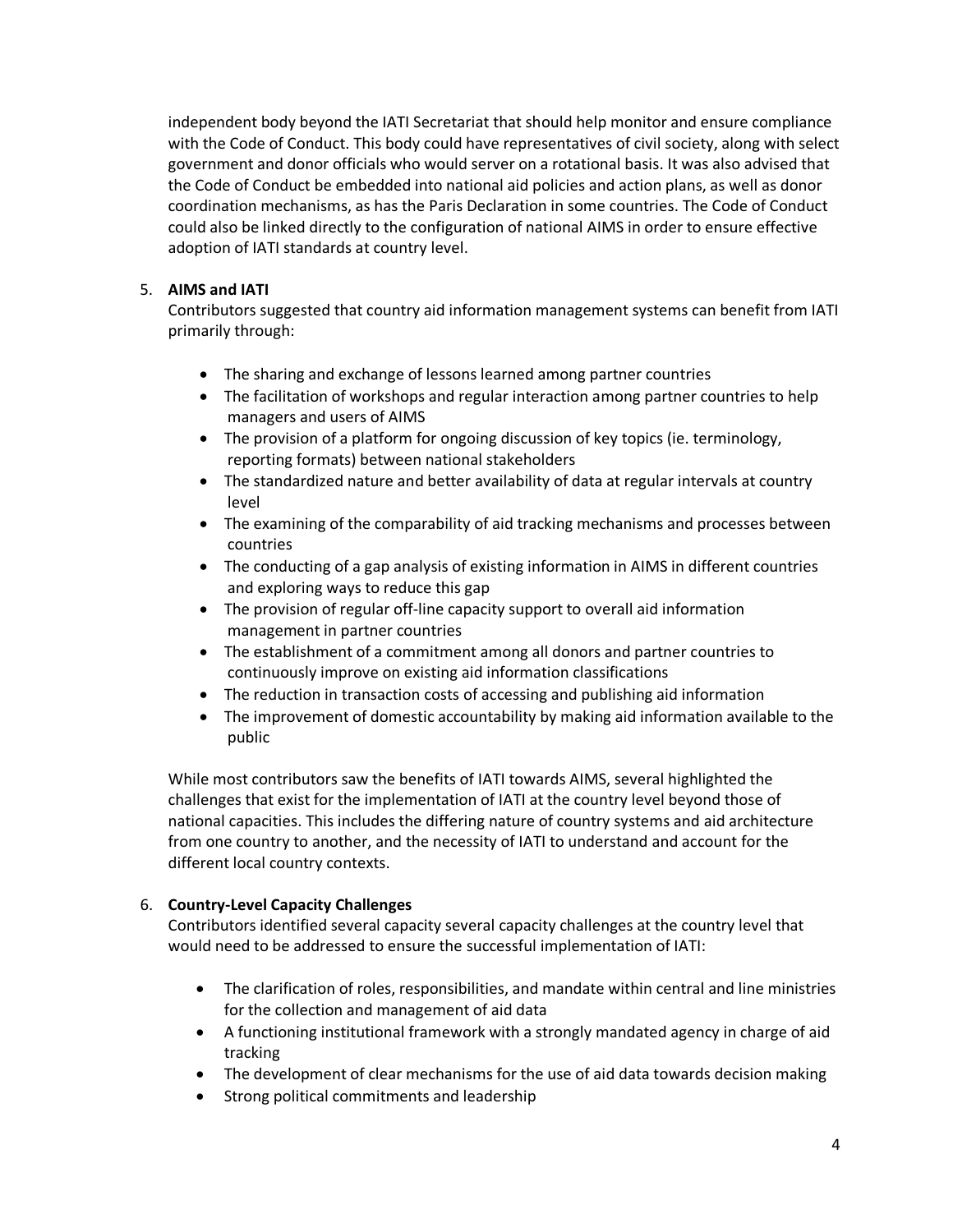independent body beyond the IATI Secretariat that should help monitor and ensure compliance with the Code of Conduct. This body could have representatives of civil society, along with select government and donor officials who would server on a rotational basis. It was also advised that the Code of Conduct be embedded into national aid policies and action plans, as well as donor coordination mechanisms, as has the Paris Declaration in some countries. The Code of Conduct could also be linked directly to the configuration of national AIMS in order to ensure effective adoption of IATI standards at country level.

5. **AIMS and IATI**

   Contributors suggested that country aid information management systems can benefit from IATI primarily through:

   - The sharing and exchange of lessons learned among partner countries
   - The facilitation of workshops and regular interaction among partner countries to help managers and users of AIMS
   - The provision of a platform for ongoing discussion of key topics (ie. terminology, reporting formats) between national stakeholders
   - The standardized nature and better availability of data at regular intervals at country level
   - The examining of the comparability of aid tracking mechanisms and processes between countries
   - The conducting of a gap analysis of existing information in AIMS in different countries and exploring ways to reduce this gap
   - The provision of regular off-line capacity support to overall aid information management in partner countries
   - The establishment of a commitment among all donors and partner countries to continuously improve on existing aid information classifications
   - The reduction in transaction costs of accessing and publishing aid information
   - The improvement of domestic accountability by making aid information available to the public

   While most contributors saw the benefits of IATI towards AIMS, several highlighted the challenges that exist for the implementation of IATI at the country level beyond those of national capacities. This includes the differing nature of country systems and aid architecture from one country to another, and the necessity of IATI to understand and account for the different local country contexts.

6. **Country-Level Capacity Challenges**

   Contributors identified several capacity several capacity challenges at the country level that would need to be addressed to ensure the successful implementation of IATI:

   - The clarification of roles, responsibilities, and mandate within central and line ministries for the collection and management of aid data
   - A functioning institutional framework with a strongly mandated agency in charge of aid tracking
   - The development of clear mechanisms for the use of aid data towards decision making
   - Strong political commitments and leadership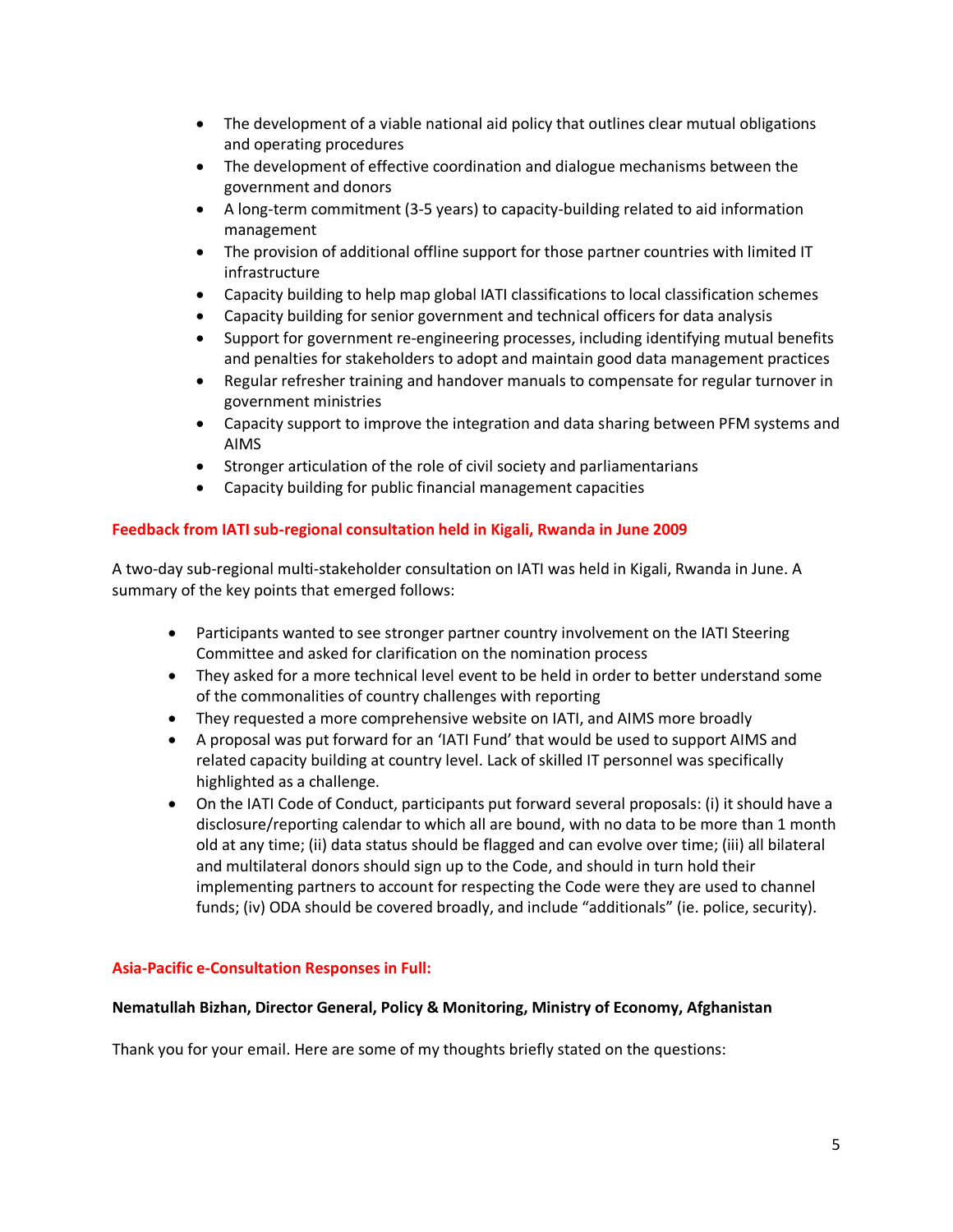- The development of a viable national aid policy that outlines clear mutual obligations and operating procedures
- The development of effective coordination and dialogue mechanisms between the government and donors
- A long-term commitment (3-5 years) to capacity-building related to aid information management
- The provision of additional offline support for those partner countries with limited IT infrastructure
- Capacity building to help map global IATI classifications to local classification schemes
- Capacity building for senior government and technical officers for data analysis
- Support for government re-engineering processes, including identifying mutual benefits and penalties for stakeholders to adopt and maintain good data management practices
- Regular refresher training and handover manuals to compensate for regular turnover in government ministries
- Capacity support to improve the integration and data sharing between PFM systems and AIMS
- Stronger articulation of the role of civil society and parliamentarians
- Capacity building for public financial management capacities

**Feedback from IATI sub-regional consultation held in Kigali, Rwanda in June 2009**

A two-day sub-regional multi-stakeholder consultation on IATI was held in Kigali, Rwanda in June. A summary of the key points that emerged follows:

- Participants wanted to see stronger partner country involvement on the IATI Steering Committee and asked for clarification on the nomination process
- They asked for a more technical level event to be held in order to better understand some of the commonalities of country challenges with reporting
- They requested a more comprehensive website on IATI, and AIMS more broadly
- A proposal was put forward for an 'IATI Fund' that would be used to support AIMS and related capacity building at country level. Lack of skilled IT personnel was specifically highlighted as a challenge.
- On the IATI Code of Conduct, participants put forward several proposals: (i) it should have a disclosure/reporting calendar to which all are bound, with no data to be more than 1 month old at any time; (ii) data status should be flagged and can evolve over time; (iii) all bilateral and multilateral donors should sign up to the Code, and should in turn hold their implementing partners to account for respecting the Code were they are used to channel funds; (iv) ODA should be covered broadly, and include "additionals" (ie. police, security).

**Asia-Pacific e-Consultation Responses in Full:**

**Nematullah Bizhan, Director General, Policy & Monitoring, Ministry of Economy, Afghanistan**

Thank you for your email. Here are some of my thoughts briefly stated on the questions: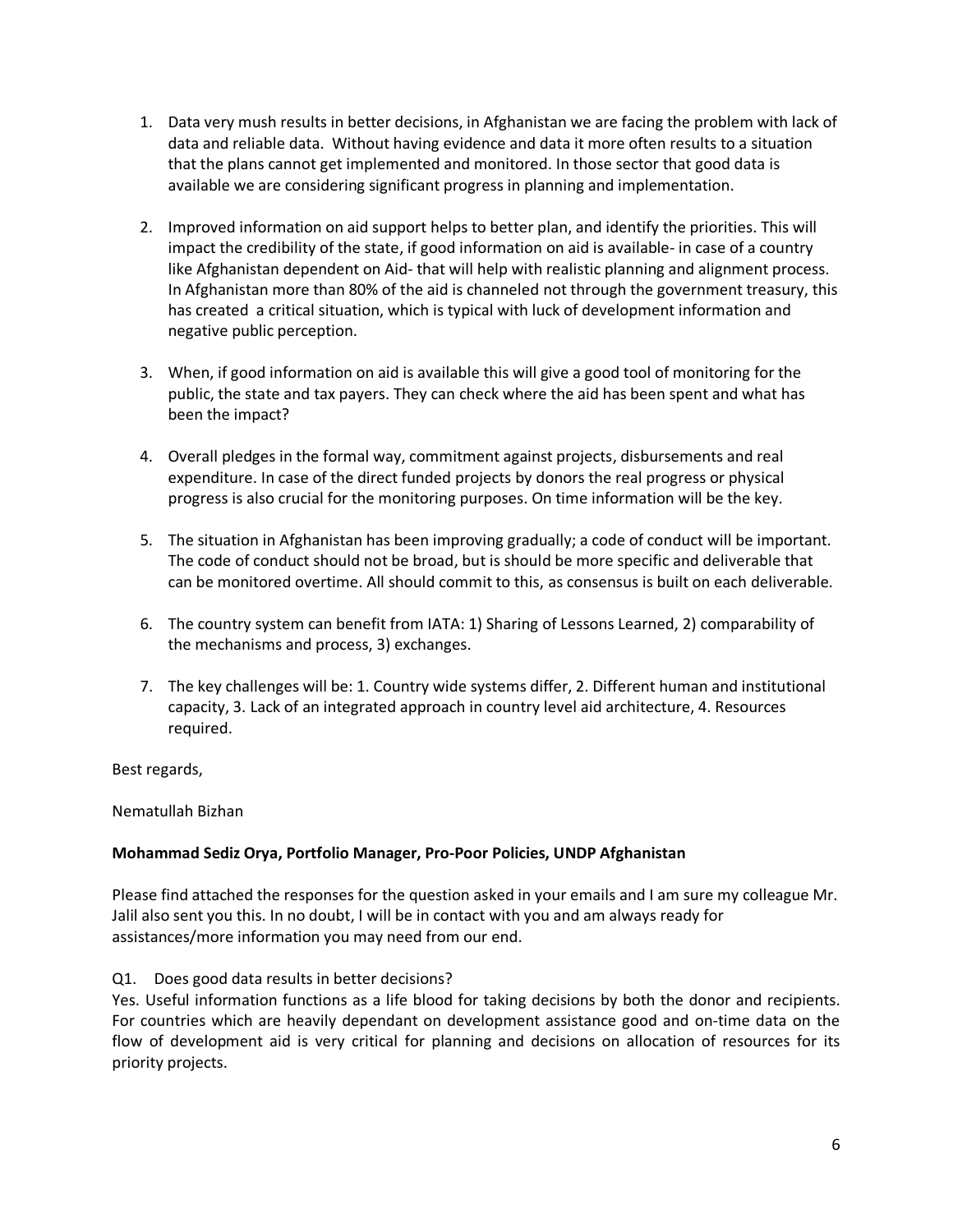1. Data very mush results in better decisions, in Afghanistan we are facing the problem with lack of data and reliable data. Without having evidence and data it more often results to a situation that the plans cannot get implemented and monitored. In those sector that good data is available we are considering significant progress in planning and implementation.

2. Improved information on aid support helps to better plan, and identify the priorities. This will impact the credibility of the state, if good information on aid is available- in case of a country like Afghanistan dependent on Aid- that will help with realistic planning and alignment process. In Afghanistan more than 80% of the aid is channeled not through the government treasury, this has created a critical situation, which is typical with luck of development information and negative public perception.

3. When, if good information on aid is available this will give a good tool of monitoring for the public, the state and tax payers. They can check where the aid has been spent and what has been the impact?

4. Overall pledges in the formal way, commitment against projects, disbursements and real expenditure. In case of the direct funded projects by donors the real progress or physical progress is also crucial for the monitoring purposes. On time information will be the key.

5. The situation in Afghanistan has been improving gradually; a code of conduct will be important. The code of conduct should not be broad, but is should be more specific and deliverable that can be monitored overtime. All should commit to this, as consensus is built on each deliverable.

6. The country system can benefit from IATA: 1) Sharing of Lessons Learned, 2) comparability of the mechanisms and process, 3) exchanges.

7. The key challenges will be: 1. Country wide systems differ, 2. Different human and institutional capacity, 3. Lack of an integrated approach in country level aid architecture, 4. Resources required.

Best regards,

Nematullah Bizhan

**Mohammad Sediz Orya, Portfolio Manager, Pro-Poor Policies, UNDP Afghanistan**

Please find attached the responses for the question asked in your emails and I am sure my colleague Mr. Jalil also sent you this. In no doubt, I will be in contact with you and am always ready for assistances/more information you may need from our end.

Q1. Does good data results in better decisions?
Yes. Useful information functions as a life blood for taking decisions by both the donor and recipients. For countries which are heavily dependant on development assistance good and on-time data on the flow of development aid is very critical for planning and decisions on allocation of resources for its priority projects.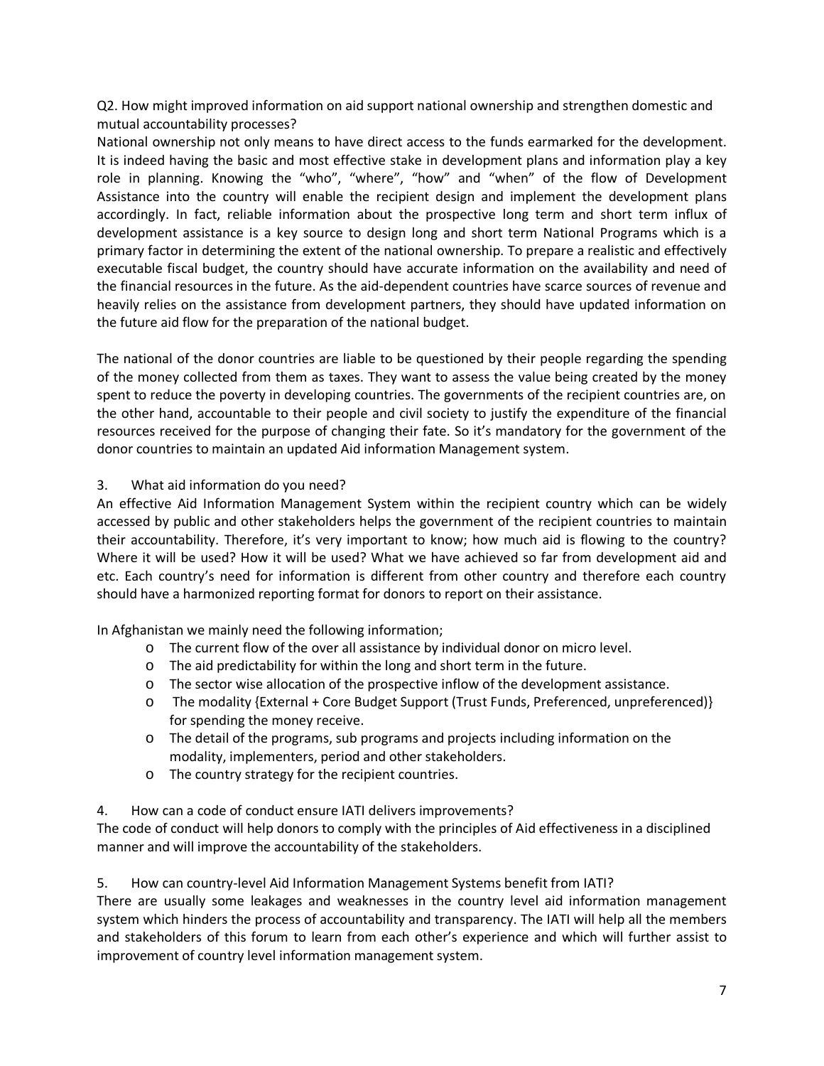Q2. How might improved information on aid support national ownership and strengthen domestic and mutual accountability processes?

National ownership not only means to have direct access to the funds earmarked for the development. It is indeed having the basic and most effective stake in development plans and information play a key role in planning. Knowing the "who", "where", "how" and "when" of the flow of Development Assistance into the country will enable the recipient design and implement the development plans accordingly. In fact, reliable information about the prospective long term and short term influx of development assistance is a key source to design long and short term National Programs which is a primary factor in determining the extent of the national ownership. To prepare a realistic and effectively executable fiscal budget, the country should have accurate information on the availability and need of the financial resources in the future. As the aid-dependent countries have scarce sources of revenue and heavily relies on the assistance from development partners, they should have updated information on the future aid flow for the preparation of the national budget.

The national of the donor countries are liable to be questioned by their people regarding the spending of the money collected from them as taxes. They want to assess the value being created by the money spent to reduce the poverty in developing countries. The governments of the recipient countries are, on the other hand, accountable to their people and civil society to justify the expenditure of the financial resources received for the purpose of changing their fate. So it's mandatory for the government of the donor countries to maintain an updated Aid information Management system.

3. What aid information do you need?

An effective Aid Information Management System within the recipient country which can be widely accessed by public and other stakeholders helps the government of the recipient countries to maintain their accountability. Therefore, it's very important to know; how much aid is flowing to the country? Where it will be used? How it will be used? What we have achieved so far from development aid and etc. Each country's need for information is different from other country and therefore each country should have a harmonized reporting format for donors to report on their assistance.

In Afghanistan we mainly need the following information;

- The current flow of the over all assistance by individual donor on micro level.
- The aid predictability for within the long and short term in the future.
- The sector wise allocation of the prospective inflow of the development assistance.
- The modality {External + Core Budget Support (Trust Funds, Preferenced, unpreferenced)} for spending the money receive.
- The detail of the programs, sub programs and projects including information on the modality, implementers, period and other stakeholders.
- The country strategy for the recipient countries.

4. How can a code of conduct ensure IATI delivers improvements?

The code of conduct will help donors to comply with the principles of Aid effectiveness in a disciplined manner and will improve the accountability of the stakeholders.

5. How can country-level Aid Information Management Systems benefit from IATI?

There are usually some leakages and weaknesses in the country level aid information management system which hinders the process of accountability and transparency. The IATI will help all the members and stakeholders of this forum to learn from each other's experience and which will further assist to improvement of country level information management system.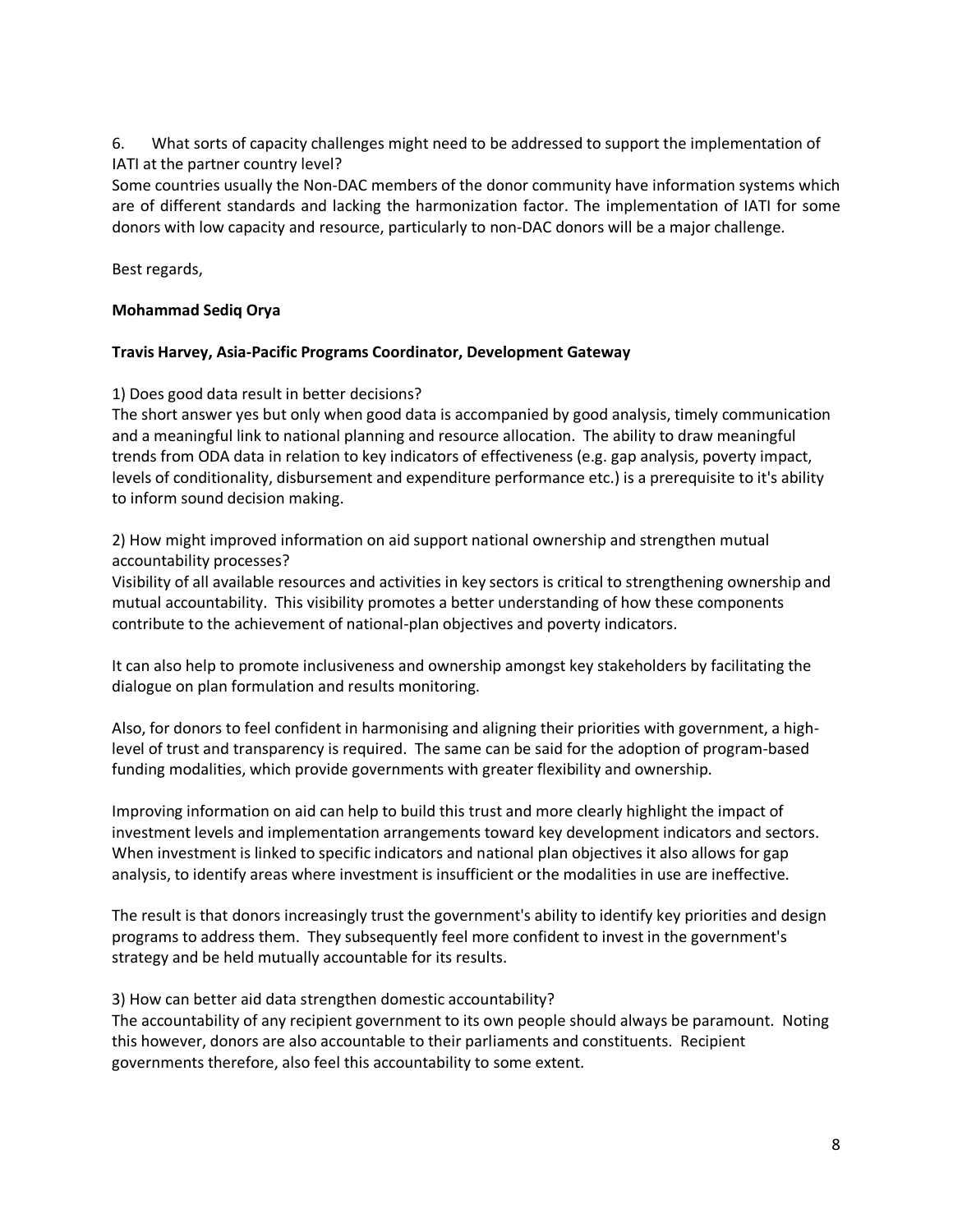6. What sorts of capacity challenges might need to be addressed to support the implementation of IATI at the partner country level?

Some countries usually the Non-DAC members of the donor community have information systems which are of different standards and lacking the harmonization factor. The implementation of IATI for some donors with low capacity and resource, particularly to non-DAC donors will be a major challenge.

Best regards,

**Mohammad Sediq Orya**

**Travis Harvey, Asia-Pacific Programs Coordinator, Development Gateway**

1) Does good data result in better decisions?

The short answer yes but only when good data is accompanied by good analysis, timely communication and a meaningful link to national planning and resource allocation. The ability to draw meaningful trends from ODA data in relation to key indicators of effectiveness (e.g. gap analysis, poverty impact, levels of conditionality, disbursement and expenditure performance etc.) is a prerequisite to it's ability to inform sound decision making.

2) How might improved information on aid support national ownership and strengthen mutual accountability processes?

Visibility of all available resources and activities in key sectors is critical to strengthening ownership and mutual accountability. This visibility promotes a better understanding of how these components contribute to the achievement of national-plan objectives and poverty indicators.

It can also help to promote inclusiveness and ownership amongst key stakeholders by facilitating the dialogue on plan formulation and results monitoring.

Also, for donors to feel confident in harmonising and aligning their priorities with government, a high-level of trust and transparency is required. The same can be said for the adoption of program-based funding modalities, which provide governments with greater flexibility and ownership.

Improving information on aid can help to build this trust and more clearly highlight the impact of investment levels and implementation arrangements toward key development indicators and sectors. When investment is linked to specific indicators and national plan objectives it also allows for gap analysis, to identify areas where investment is insufficient or the modalities in use are ineffective.

The result is that donors increasingly trust the government's ability to identify key priorities and design programs to address them. They subsequently feel more confident to invest in the government's strategy and be held mutually accountable for its results.

3) How can better aid data strengthen domestic accountability?

The accountability of any recipient government to its own people should always be paramount. Noting this however, donors are also accountable to their parliaments and constituents. Recipient governments therefore, also feel this accountability to some extent.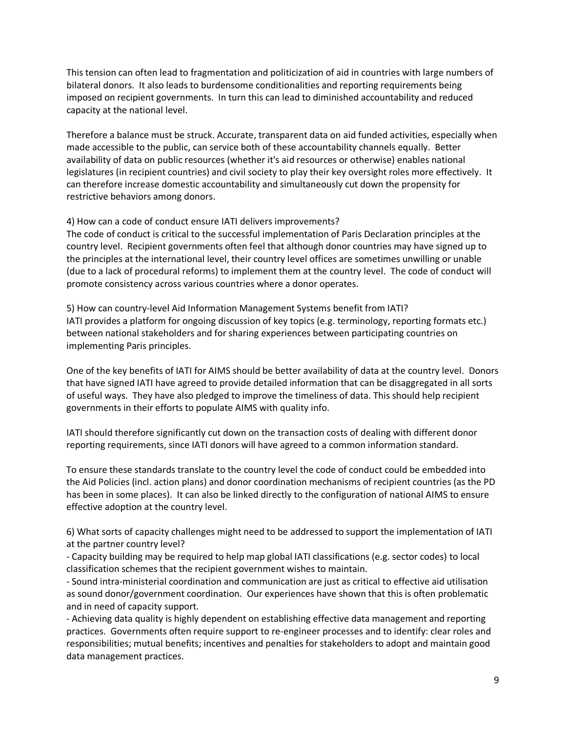This tension can often lead to fragmentation and politicization of aid in countries with large numbers of bilateral donors. It also leads to burdensome conditionalities and reporting requirements being imposed on recipient governments. In turn this can lead to diminished accountability and reduced capacity at the national level.

Therefore a balance must be struck. Accurate, transparent data on aid funded activities, especially when made accessible to the public, can service both of these accountability channels equally. Better availability of data on public resources (whether it's aid resources or otherwise) enables national legislatures (in recipient countries) and civil society to play their key oversight roles more effectively. It can therefore increase domestic accountability and simultaneously cut down the propensity for restrictive behaviors among donors.

4) How can a code of conduct ensure IATI delivers improvements?
The code of conduct is critical to the successful implementation of Paris Declaration principles at the country level. Recipient governments often feel that although donor countries may have signed up to the principles at the international level, their country level offices are sometimes unwilling or unable (due to a lack of procedural reforms) to implement them at the country level. The code of conduct will promote consistency across various countries where a donor operates.

5) How can country-level Aid Information Management Systems benefit from IATI?
IATI provides a platform for ongoing discussion of key topics (e.g. terminology, reporting formats etc.) between national stakeholders and for sharing experiences between participating countries on implementing Paris principles.

One of the key benefits of IATI for AIMS should be better availability of data at the country level. Donors that have signed IATI have agreed to provide detailed information that can be disaggregated in all sorts of useful ways. They have also pledged to improve the timeliness of data. This should help recipient governments in their efforts to populate AIMS with quality info.

IATI should therefore significantly cut down on the transaction costs of dealing with different donor reporting requirements, since IATI donors will have agreed to a common information standard.

To ensure these standards translate to the country level the code of conduct could be embedded into the Aid Policies (incl. action plans) and donor coordination mechanisms of recipient countries (as the PD has been in some places). It can also be linked directly to the configuration of national AIMS to ensure effective adoption at the country level.

6) What sorts of capacity challenges might need to be addressed to support the implementation of IATI at the partner country level?
- Capacity building may be required to help map global IATI classifications (e.g. sector codes) to local classification schemes that the recipient government wishes to maintain.
- Sound intra-ministerial coordination and communication are just as critical to effective aid utilisation as sound donor/government coordination. Our experiences have shown that this is often problematic and in need of capacity support.
- Achieving data quality is highly dependent on establishing effective data management and reporting practices. Governments often require support to re-engineer processes and to identify: clear roles and responsibilities; mutual benefits; incentives and penalties for stakeholders to adopt and maintain good data management practices.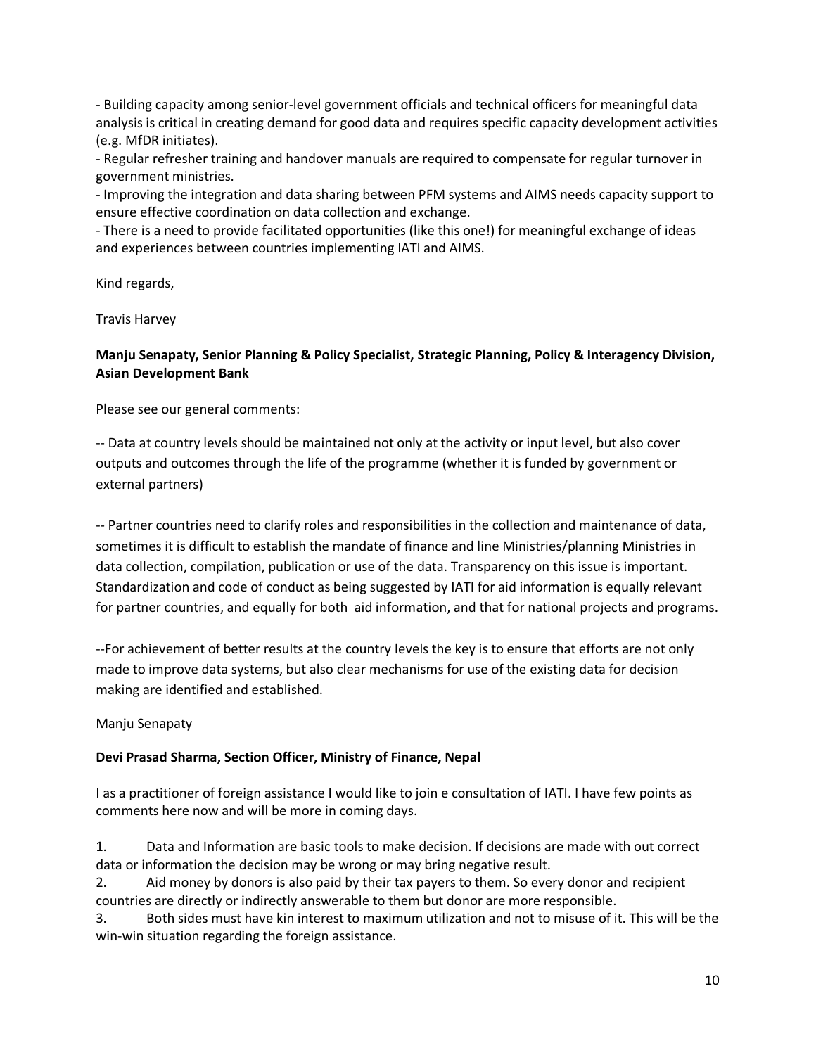- Building capacity among senior-level government officials and technical officers for meaningful data analysis is critical in creating demand for good data and requires specific capacity development activities (e.g. MfDR initiates).
- Regular refresher training and handover manuals are required to compensate for regular turnover in government ministries.
- Improving the integration and data sharing between PFM systems and AIMS needs capacity support to ensure effective coordination on data collection and exchange.
- There is a need to provide facilitated opportunities (like this one!) for meaningful exchange of ideas and experiences between countries implementing IATI and AIMS.

Kind regards,

Travis Harvey

**Manju Senapaty, Senior Planning & Policy Specialist, Strategic Planning, Policy & Interagency Division, Asian Development Bank**

Please see our general comments:

-- Data at country levels should be maintained not only at the activity or input level, but also cover outputs and outcomes through the life of the programme (whether it is funded by government or external partners)

-- Partner countries need to clarify roles and responsibilities in the collection and maintenance of data, sometimes it is difficult to establish the mandate of finance and line Ministries/planning Ministries in data collection, compilation, publication or use of the data. Transparency on this issue is important. Standardization and code of conduct as being suggested by IATI for aid information is equally relevant for partner countries, and equally for both aid information, and that for national projects and programs.

--For achievement of better results at the country levels the key is to ensure that efforts are not only made to improve data systems, but also clear mechanisms for use of the existing data for decision making are identified and established.

Manju Senapaty

**Devi Prasad Sharma, Section Officer, Ministry of Finance, Nepal**

I as a practitioner of foreign assistance I would like to join e consultation of IATI. I have few points as comments here now and will be more in coming days.

1. Data and Information are basic tools to make decision. If decisions are made with out correct data or information the decision may be wrong or may bring negative result.
2. Aid money by donors is also paid by their tax payers to them. So every donor and recipient countries are directly or indirectly answerable to them but donor are more responsible.
3. Both sides must have kin interest to maximum utilization and not to misuse of it. This will be the win-win situation regarding the foreign assistance.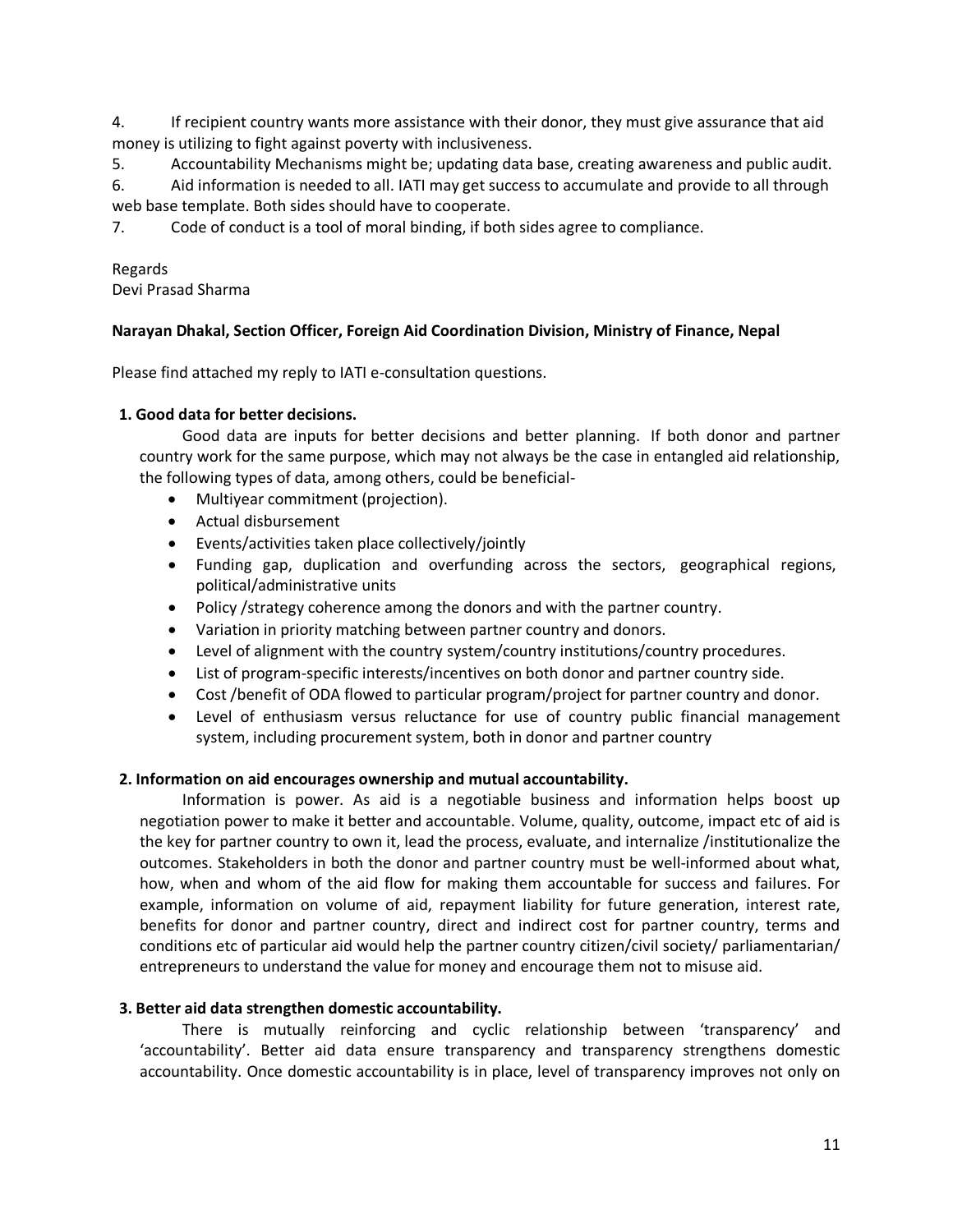4. If recipient country wants more assistance with their donor, they must give assurance that aid money is utilizing to fight against poverty with inclusiveness.
5. Accountability Mechanisms might be; updating data base, creating awareness and public audit.
6. Aid information is needed to all. IATI may get success to accumulate and provide to all through web base template. Both sides should have to cooperate.
7. Code of conduct is a tool of moral binding, if both sides agree to compliance.

Regards
Devi Prasad Sharma

**Narayan Dhakal, Section Officer, Foreign Aid Coordination Division, Ministry of Finance, Nepal**

Please find attached my reply to IATI e-consultation questions.

**1. Good data for better decisions.**

Good data are inputs for better decisions and better planning. If both donor and partner country work for the same purpose, which may not always be the case in entangled aid relationship, the following types of data, among others, could be beneficial-

- Multiyear commitment (projection).
- Actual disbursement
- Events/activities taken place collectively/jointly
- Funding gap, duplication and overfunding across the sectors, geographical regions, political/administrative units
- Policy /strategy coherence among the donors and with the partner country.
- Variation in priority matching between partner country and donors.
- Level of alignment with the country system/country institutions/country procedures.
- List of program-specific interests/incentives on both donor and partner country side.
- Cost /benefit of ODA flowed to particular program/project for partner country and donor.
- Level of enthusiasm versus reluctance for use of country public financial management system, including procurement system, both in donor and partner country

**2. Information on aid encourages ownership and mutual accountability.**

Information is power. As aid is a negotiable business and information helps boost up negotiation power to make it better and accountable. Volume, quality, outcome, impact etc of aid is the key for partner country to own it, lead the process, evaluate, and internalize /institutionalize the outcomes. Stakeholders in both the donor and partner country must be well-informed about what, how, when and whom of the aid flow for making them accountable for success and failures. For example, information on volume of aid, repayment liability for future generation, interest rate, benefits for donor and partner country, direct and indirect cost for partner country, terms and conditions etc of particular aid would help the partner country citizen/civil society/ parliamentarian/ entrepreneurs to understand the value for money and encourage them not to misuse aid.

**3. Better aid data strengthen domestic accountability.**

There is mutually reinforcing and cyclic relationship between 'transparency' and 'accountability'. Better aid data ensure transparency and transparency strengthens domestic accountability. Once domestic accountability is in place, level of transparency improves not only on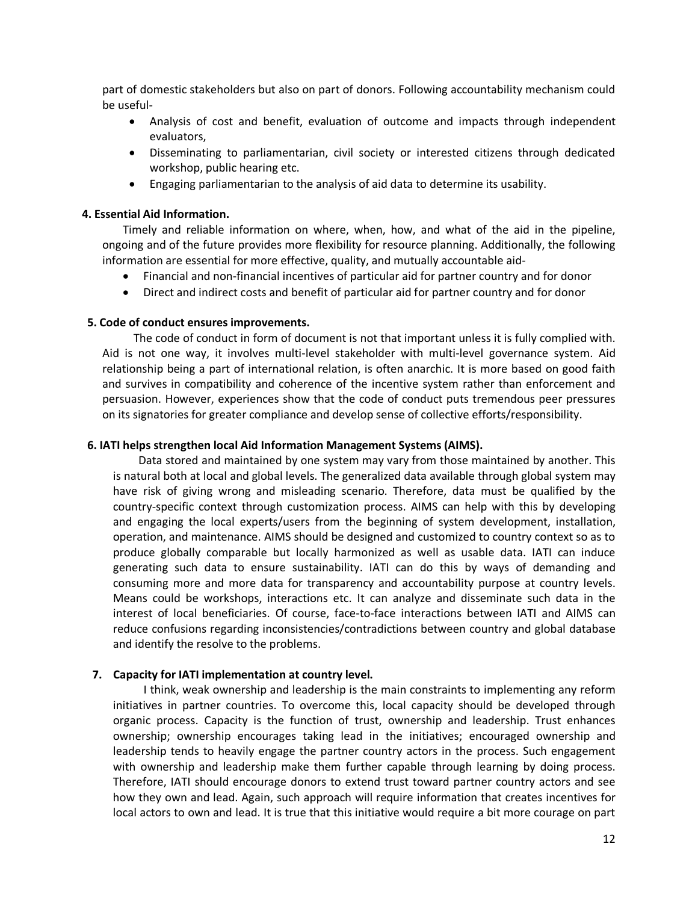part of domestic stakeholders but also on part of donors. Following accountability mechanism could be useful-

- Analysis of cost and benefit, evaluation of outcome and impacts through independent evaluators,
- Disseminating to parliamentarian, civil society or interested citizens through dedicated workshop, public hearing etc.
- Engaging parliamentarian to the analysis of aid data to determine its usability.

**4. Essential Aid Information.**

Timely and reliable information on where, when, how, and what of the aid in the pipeline, ongoing and of the future provides more flexibility for resource planning. Additionally, the following information are essential for more effective, quality, and mutually accountable aid-

- Financial and non-financial incentives of particular aid for partner country and for donor
- Direct and indirect costs and benefit of particular aid for partner country and for donor

**5. Code of conduct ensures improvements.**

The code of conduct in form of document is not that important unless it is fully complied with. Aid is not one way, it involves multi-level stakeholder with multi-level governance system. Aid relationship being a part of international relation, is often anarchic. It is more based on good faith and survives in compatibility and coherence of the incentive system rather than enforcement and persuasion. However, experiences show that the code of conduct puts tremendous peer pressures on its signatories for greater compliance and develop sense of collective efforts/responsibility.

**6. IATI helps strengthen local Aid Information Management Systems (AIMS).**

Data stored and maintained by one system may vary from those maintained by another. This is natural both at local and global levels. The generalized data available through global system may have risk of giving wrong and misleading scenario. Therefore, data must be qualified by the country-specific context through customization process. AIMS can help with this by developing and engaging the local experts/users from the beginning of system development, installation, operation, and maintenance. AIMS should be designed and customized to country context so as to produce globally comparable but locally harmonized as well as usable data. IATI can induce generating such data to ensure sustainability. IATI can do this by ways of demanding and consuming more and more data for transparency and accountability purpose at country levels. Means could be workshops, interactions etc. It can analyze and disseminate such data in the interest of local beneficiaries. Of course, face-to-face interactions between IATI and AIMS can reduce confusions regarding inconsistencies/contradictions between country and global database and identify the resolve to the problems.

**7. Capacity for IATI implementation at country level.**

I think, weak ownership and leadership is the main constraints to implementing any reform initiatives in partner countries. To overcome this, local capacity should be developed through organic process. Capacity is the function of trust, ownership and leadership. Trust enhances ownership; ownership encourages taking lead in the initiatives; encouraged ownership and leadership tends to heavily engage the partner country actors in the process. Such engagement with ownership and leadership make them further capable through learning by doing process. Therefore, IATI should encourage donors to extend trust toward partner country actors and see how they own and lead. Again, such approach will require information that creates incentives for local actors to own and lead. It is true that this initiative would require a bit more courage on part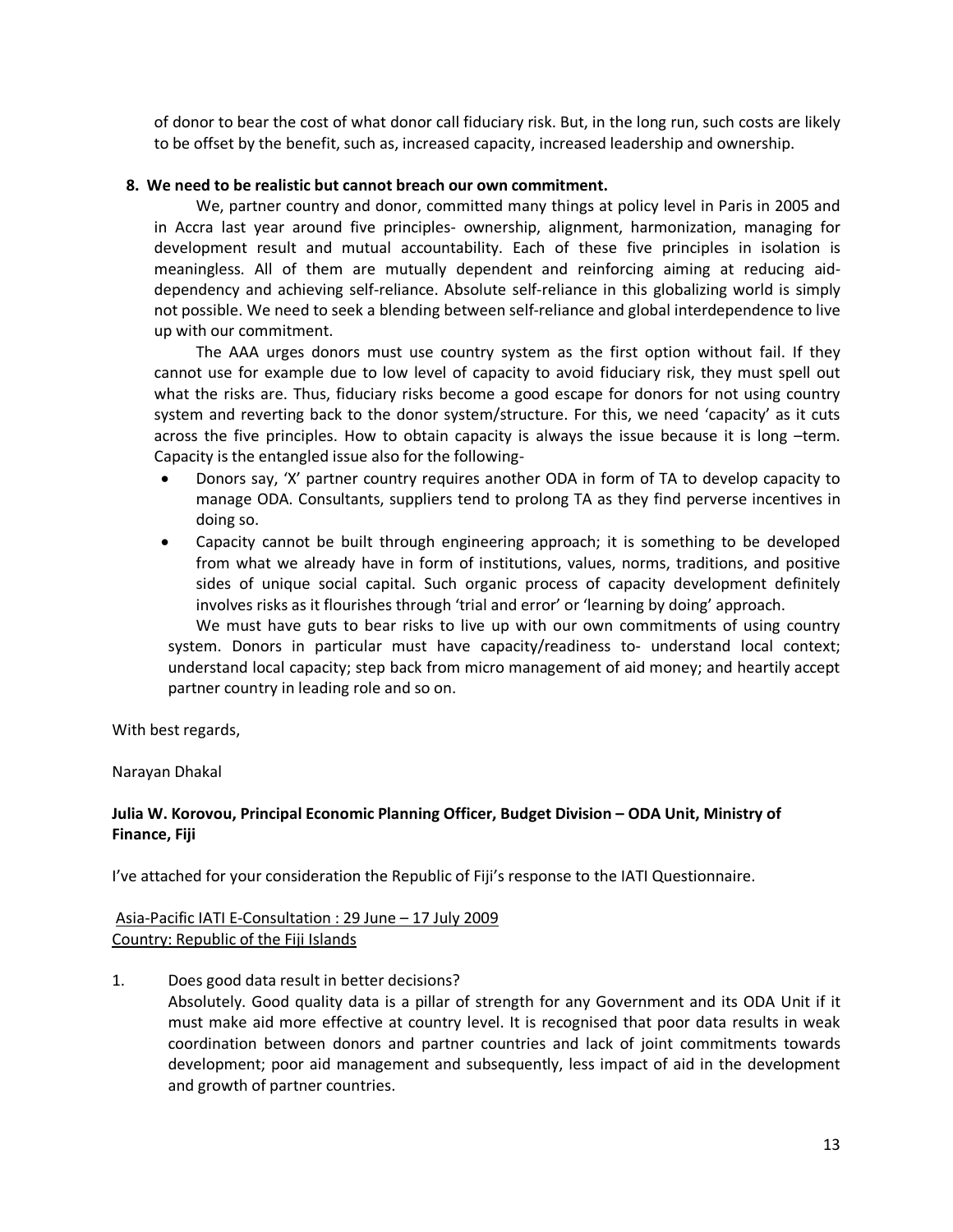of donor to bear the cost of what donor call fiduciary risk. But, in the long run, such costs are likely to be offset by the benefit, such as, increased capacity, increased leadership and ownership.

**8. We need to be realistic but cannot breach our own commitment.**

We, partner country and donor, committed many things at policy level in Paris in 2005 and in Accra last year around five principles- ownership, alignment, harmonization, managing for development result and mutual accountability. Each of these five principles in isolation is meaningless. All of them are mutually dependent and reinforcing aiming at reducing aid-dependency and achieving self-reliance. Absolute self-reliance in this globalizing world is simply not possible. We need to seek a blending between self-reliance and global interdependence to live up with our commitment.

The AAA urges donors must use country system as the first option without fail. If they cannot use for example due to low level of capacity to avoid fiduciary risk, they must spell out what the risks are. Thus, fiduciary risks become a good escape for donors for not using country system and reverting back to the donor system/structure. For this, we need 'capacity' as it cuts across the five principles. How to obtain capacity is always the issue because it is long –term. Capacity is the entangled issue also for the following-

- Donors say, 'X' partner country requires another ODA in form of TA to develop capacity to manage ODA. Consultants, suppliers tend to prolong TA as they find perverse incentives in doing so.
- Capacity cannot be built through engineering approach; it is something to be developed from what we already have in form of institutions, values, norms, traditions, and positive sides of unique social capital. Such organic process of capacity development definitely involves risks as it flourishes through 'trial and error' or 'learning by doing' approach.

We must have guts to bear risks to live up with our own commitments of using country system. Donors in particular must have capacity/readiness to- understand local context; understand local capacity; step back from micro management of aid money; and heartily accept partner country in leading role and so on.

With best regards,

Narayan Dhakal

**Julia W. Korovou, Principal Economic Planning Officer, Budget Division – ODA Unit, Ministry of Finance, Fiji**

I've attached for your consideration the Republic of Fiji's response to the IATI Questionnaire.

Asia-Pacific IATI E-Consultation : 29 June – 17 July 2009
Country: Republic of the Fiji Islands

1. Does good data result in better decisions?
   Absolutely. Good quality data is a pillar of strength for any Government and its ODA Unit if it must make aid more effective at country level. It is recognised that poor data results in weak coordination between donors and partner countries and lack of joint commitments towards development; poor aid management and subsequently, less impact of aid in the development and growth of partner countries.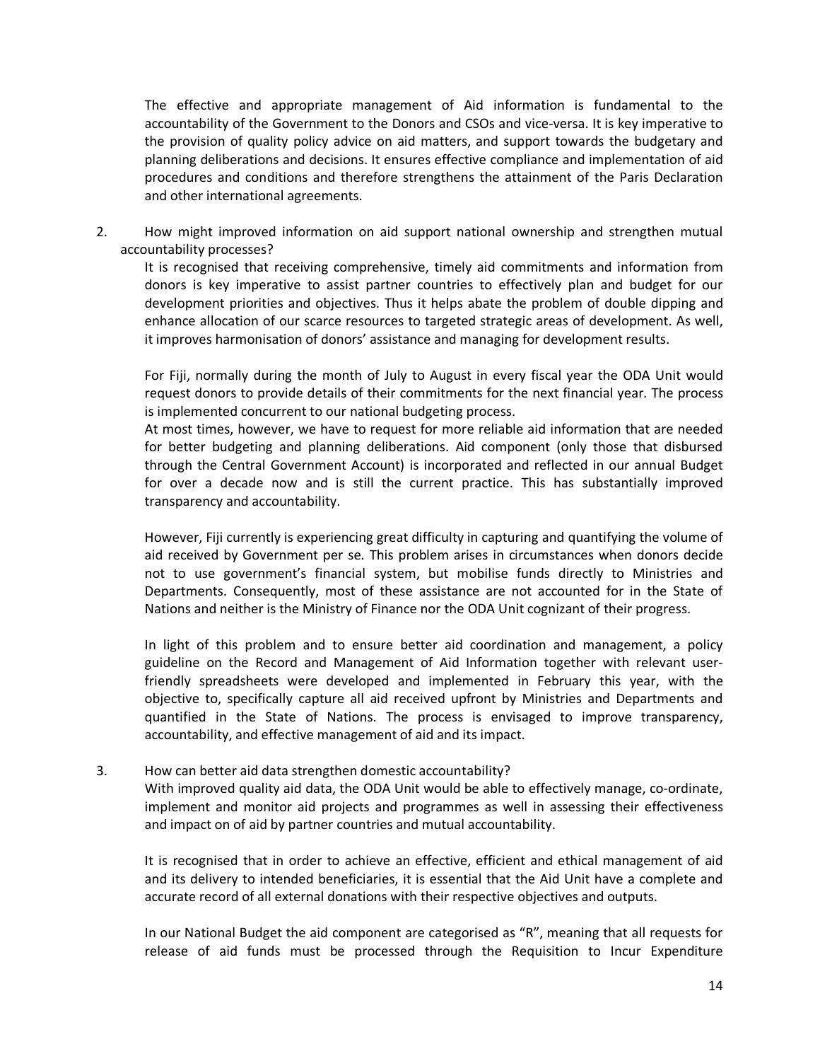The effective and appropriate management of Aid information is fundamental to the accountability of the Government to the Donors and CSOs and vice-versa. It is key imperative to the provision of quality policy advice on aid matters, and support towards the budgetary and planning deliberations and decisions. It ensures effective compliance and implementation of aid procedures and conditions and therefore strengthens the attainment of the Paris Declaration and other international agreements.

2. How might improved information on aid support national ownership and strengthen mutual accountability processes?

It is recognised that receiving comprehensive, timely aid commitments and information from donors is key imperative to assist partner countries to effectively plan and budget for our development priorities and objectives. Thus it helps abate the problem of double dipping and enhance allocation of our scarce resources to targeted strategic areas of development. As well, it improves harmonisation of donors' assistance and managing for development results.

For Fiji, normally during the month of July to August in every fiscal year the ODA Unit would request donors to provide details of their commitments for the next financial year. The process is implemented concurrent to our national budgeting process.

At most times, however, we have to request for more reliable aid information that are needed for better budgeting and planning deliberations. Aid component (only those that disbursed through the Central Government Account) is incorporated and reflected in our annual Budget for over a decade now and is still the current practice. This has substantially improved transparency and accountability.

However, Fiji currently is experiencing great difficulty in capturing and quantifying the volume of aid received by Government per se. This problem arises in circumstances when donors decide not to use government's financial system, but mobilise funds directly to Ministries and Departments. Consequently, most of these assistance are not accounted for in the State of Nations and neither is the Ministry of Finance nor the ODA Unit cognizant of their progress.

In light of this problem and to ensure better aid coordination and management, a policy guideline on the Record and Management of Aid Information together with relevant user-friendly spreadsheets were developed and implemented in February this year, with the objective to, specifically capture all aid received upfront by Ministries and Departments and quantified in the State of Nations. The process is envisaged to improve transparency, accountability, and effective management of aid and its impact.

3. How can better aid data strengthen domestic accountability?

With improved quality aid data, the ODA Unit would be able to effectively manage, co-ordinate, implement and monitor aid projects and programmes as well in assessing their effectiveness and impact on of aid by partner countries and mutual accountability.

It is recognised that in order to achieve an effective, efficient and ethical management of aid and its delivery to intended beneficiaries, it is essential that the Aid Unit have a complete and accurate record of all external donations with their respective objectives and outputs.

In our National Budget the aid component are categorised as "R", meaning that all requests for release of aid funds must be processed through the Requisition to Incur Expenditure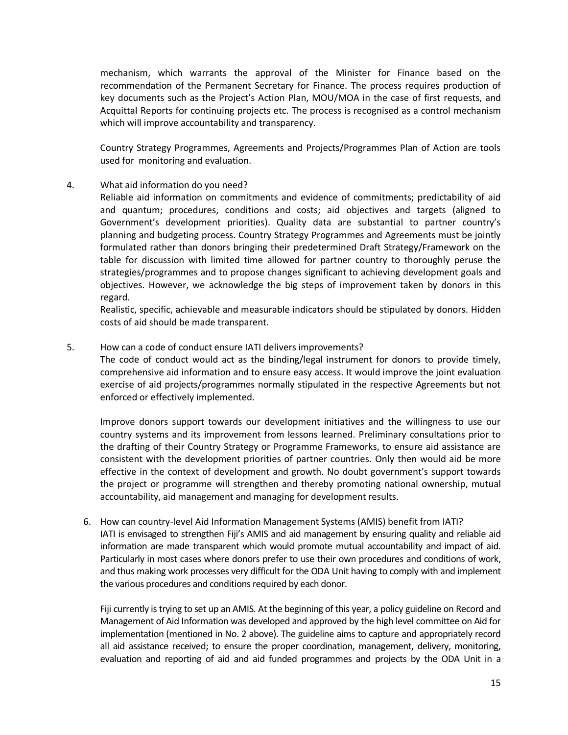mechanism, which warrants the approval of the Minister for Finance based on the recommendation of the Permanent Secretary for Finance. The process requires production of key documents such as the Project's Action Plan, MOU/MOA in the case of first requests, and Acquittal Reports for continuing projects etc. The process is recognised as a control mechanism which will improve accountability and transparency.

Country Strategy Programmes, Agreements and Projects/Programmes Plan of Action are tools used for monitoring and evaluation.

4. What aid information do you need?
   Reliable aid information on commitments and evidence of commitments; predictability of aid and quantum; procedures, conditions and costs; aid objectives and targets (aligned to Government's development priorities). Quality data are substantial to partner country's planning and budgeting process. Country Strategy Programmes and Agreements must be jointly formulated rather than donors bringing their predetermined Draft Strategy/Framework on the table for discussion with limited time allowed for partner country to thoroughly peruse the strategies/programmes and to propose changes significant to achieving development goals and objectives. However, we acknowledge the big steps of improvement taken by donors in this regard.
   Realistic, specific, achievable and measurable indicators should be stipulated by donors. Hidden costs of aid should be made transparent.

5. How can a code of conduct ensure IATI delivers improvements?
   The code of conduct would act as the binding/legal instrument for donors to provide timely, comprehensive aid information and to ensure easy access. It would improve the joint evaluation exercise of aid projects/programmes normally stipulated in the respective Agreements but not enforced or effectively implemented.

   Improve donors support towards our development initiatives and the willingness to use our country systems and its improvement from lessons learned. Preliminary consultations prior to the drafting of their Country Strategy or Programme Frameworks, to ensure aid assistance are consistent with the development priorities of partner countries. Only then would aid be more effective in the context of development and growth. No doubt government's support towards the project or programme will strengthen and thereby promoting national ownership, mutual accountability, aid management and managing for development results.

6. How can country-level Aid Information Management Systems (AMIS) benefit from IATI?
   IATI is envisaged to strengthen Fiji's AMIS and aid management by ensuring quality and reliable aid information are made transparent which would promote mutual accountability and impact of aid. Particularly in most cases where donors prefer to use their own procedures and conditions of work, and thus making work processes very difficult for the ODA Unit having to comply with and implement the various procedures and conditions required by each donor.

   Fiji currently is trying to set up an AMIS. At the beginning of this year, a policy guideline on Record and Management of Aid Information was developed and approved by the high level committee on Aid for implementation (mentioned in No. 2 above). The guideline aims to capture and appropriately record all aid assistance received; to ensure the proper coordination, management, delivery, monitoring, evaluation and reporting of aid and aid funded programmes and projects by the ODA Unit in a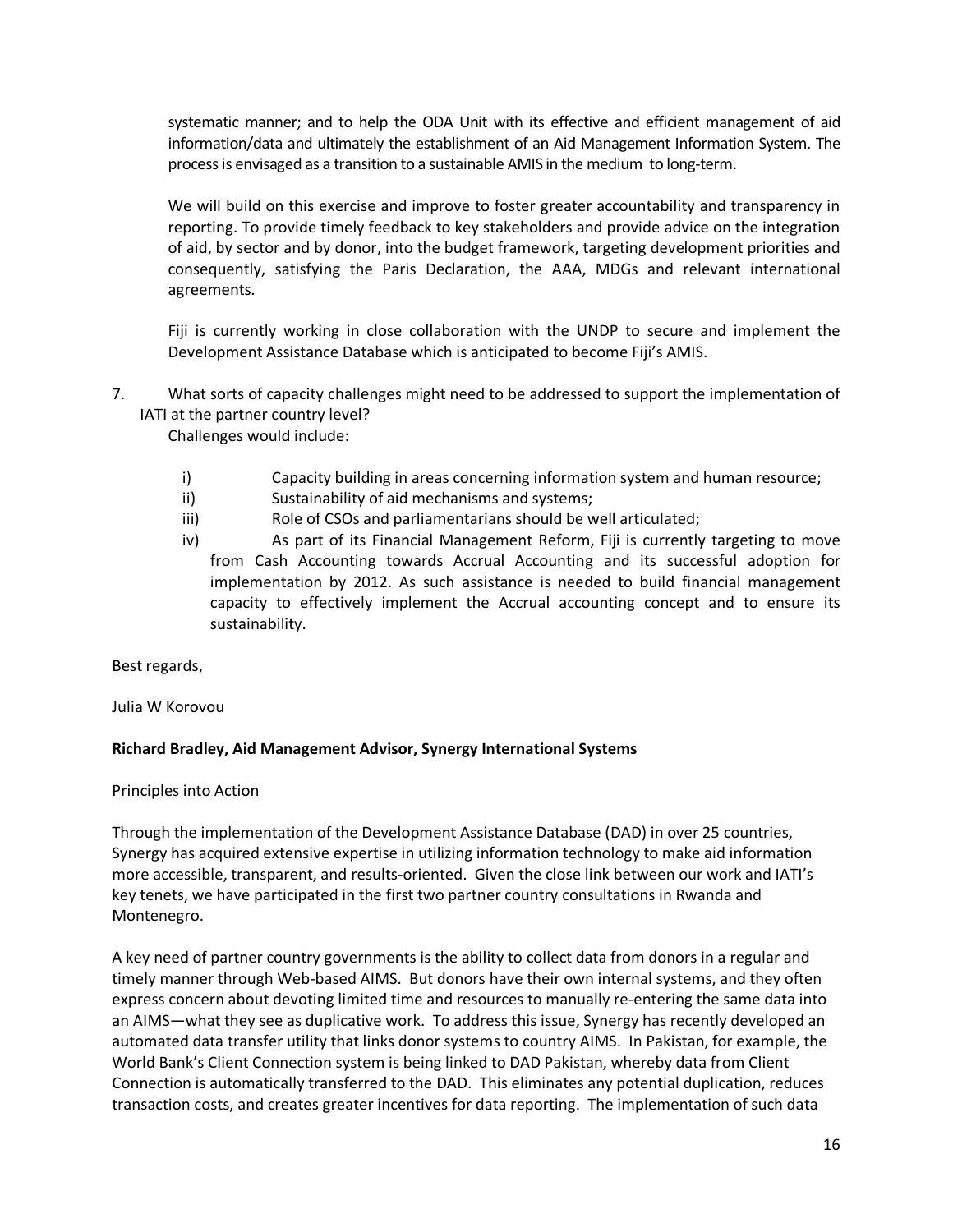systematic manner; and to help the ODA Unit with its effective and efficient management of aid information/data and ultimately the establishment of an Aid Management Information System. The process is envisaged as a transition to a sustainable AMIS in the medium to long-term.

We will build on this exercise and improve to foster greater accountability and transparency in reporting. To provide timely feedback to key stakeholders and provide advice on the integration of aid, by sector and by donor, into the budget framework, targeting development priorities and consequently, satisfying the Paris Declaration, the AAA, MDGs and relevant international agreements.

Fiji is currently working in close collaboration with the UNDP to secure and implement the Development Assistance Database which is anticipated to become Fiji's AMIS.

7. What sorts of capacity challenges might need to be addressed to support the implementation of IATI at the partner country level?

   Challenges would include:

   i) Capacity building in areas concerning information system and human resource;
   ii) Sustainability of aid mechanisms and systems;
   iii) Role of CSOs and parliamentarians should be well articulated;
   iv) As part of its Financial Management Reform, Fiji is currently targeting to move from Cash Accounting towards Accrual Accounting and its successful adoption for implementation by 2012. As such assistance is needed to build financial management capacity to effectively implement the Accrual accounting concept and to ensure its sustainability.

Best regards,

Julia W Korovou

**Richard Bradley, Aid Management Advisor, Synergy International Systems**

Principles into Action

Through the implementation of the Development Assistance Database (DAD) in over 25 countries, Synergy has acquired extensive expertise in utilizing information technology to make aid information more accessible, transparent, and results-oriented. Given the close link between our work and IATI's key tenets, we have participated in the first two partner country consultations in Rwanda and Montenegro.

A key need of partner country governments is the ability to collect data from donors in a regular and timely manner through Web-based AIMS. But donors have their own internal systems, and they often express concern about devoting limited time and resources to manually re-entering the same data into an AIMS—what they see as duplicative work. To address this issue, Synergy has recently developed an automated data transfer utility that links donor systems to country AIMS. In Pakistan, for example, the World Bank's Client Connection system is being linked to DAD Pakistan, whereby data from Client Connection is automatically transferred to the DAD. This eliminates any potential duplication, reduces transaction costs, and creates greater incentives for data reporting. The implementation of such data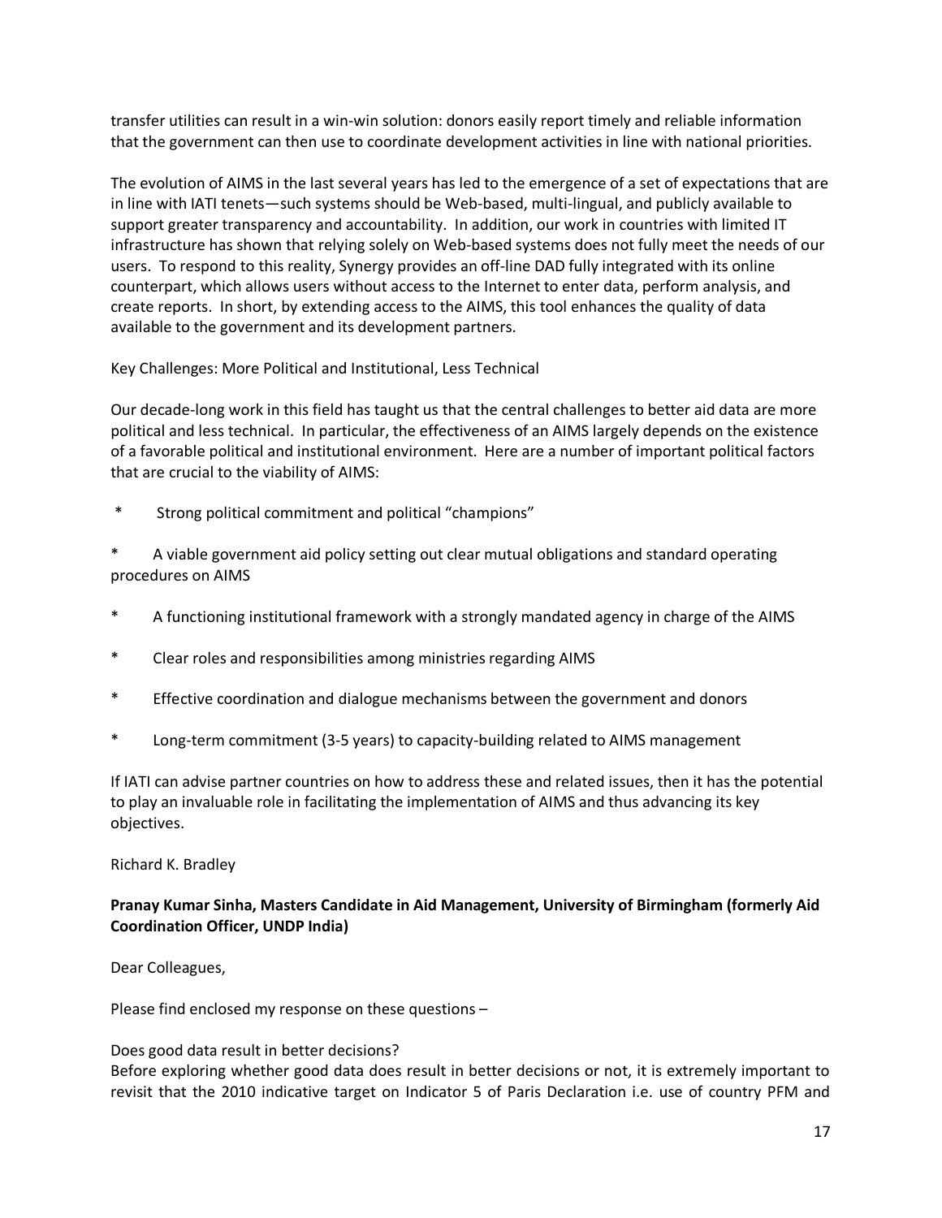transfer utilities can result in a win-win solution: donors easily report timely and reliable information that the government can then use to coordinate development activities in line with national priorities.

The evolution of AIMS in the last several years has led to the emergence of a set of expectations that are in line with IATI tenets—such systems should be Web-based, multi-lingual, and publicly available to support greater transparency and accountability. In addition, our work in countries with limited IT infrastructure has shown that relying solely on Web-based systems does not fully meet the needs of our users. To respond to this reality, Synergy provides an off-line DAD fully integrated with its online counterpart, which allows users without access to the Internet to enter data, perform analysis, and create reports. In short, by extending access to the AIMS, this tool enhances the quality of data available to the government and its development partners.

Key Challenges: More Political and Institutional, Less Technical

Our decade-long work in this field has taught us that the central challenges to better aid data are more political and less technical. In particular, the effectiveness of an AIMS largely depends on the existence of a favorable political and institutional environment. Here are a number of important political factors that are crucial to the viability of AIMS:

* Strong political commitment and political "champions"
* A viable government aid policy setting out clear mutual obligations and standard operating procedures on AIMS
* A functioning institutional framework with a strongly mandated agency in charge of the AIMS
* Clear roles and responsibilities among ministries regarding AIMS
* Effective coordination and dialogue mechanisms between the government and donors
* Long-term commitment (3-5 years) to capacity-building related to AIMS management

If IATI can advise partner countries on how to address these and related issues, then it has the potential to play an invaluable role in facilitating the implementation of AIMS and thus advancing its key objectives.

Richard K. Bradley

**Pranay Kumar Sinha, Masters Candidate in Aid Management, University of Birmingham (formerly Aid Coordination Officer, UNDP India)**

Dear Colleagues,

Please find enclosed my response on these questions –

Does good data result in better decisions?
Before exploring whether good data does result in better decisions or not, it is extremely important to revisit that the 2010 indicative target on Indicator 5 of Paris Declaration i.e. use of country PFM and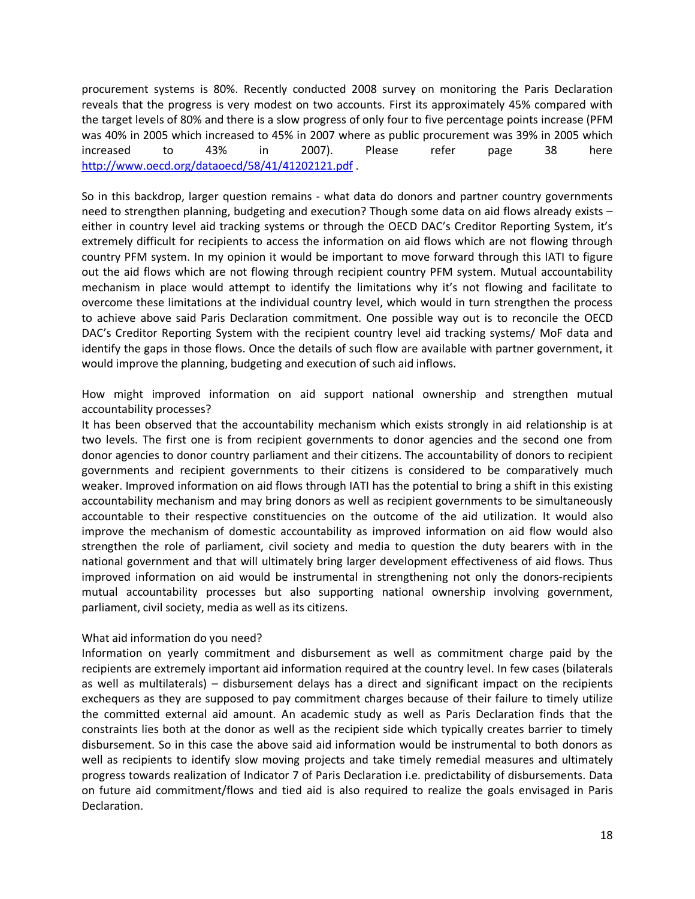procurement systems is 80%. Recently conducted 2008 survey on monitoring the Paris Declaration reveals that the progress is very modest on two accounts. First its approximately 45% compared with the target levels of 80% and there is a slow progress of only four to five percentage points increase (PFM was 40% in 2005 which increased to 45% in 2007 where as public procurement was 39% in 2005 which increased to 43% in 2007). Please refer page 38 here http://www.oecd.org/dataoecd/58/41/41202121.pdf .

So in this backdrop, larger question remains - what data do donors and partner country governments need to strengthen planning, budgeting and execution? Though some data on aid flows already exists – either in country level aid tracking systems or through the OECD DAC's Creditor Reporting System, it's extremely difficult for recipients to access the information on aid flows which are not flowing through country PFM system. In my opinion it would be important to move forward through this IATI to figure out the aid flows which are not flowing through recipient country PFM system. Mutual accountability mechanism in place would attempt to identify the limitations why it's not flowing and facilitate to overcome these limitations at the individual country level, which would in turn strengthen the process to achieve above said Paris Declaration commitment. One possible way out is to reconcile the OECD DAC's Creditor Reporting System with the recipient country level aid tracking systems/ MoF data and identify the gaps in those flows. Once the details of such flow are available with partner government, it would improve the planning, budgeting and execution of such aid inflows.

How might improved information on aid support national ownership and strengthen mutual accountability processes?

It has been observed that the accountability mechanism which exists strongly in aid relationship is at two levels. The first one is from recipient governments to donor agencies and the second one from donor agencies to donor country parliament and their citizens. The accountability of donors to recipient governments and recipient governments to their citizens is considered to be comparatively much weaker. Improved information on aid flows through IATI has the potential to bring a shift in this existing accountability mechanism and may bring donors as well as recipient governments to be simultaneously accountable to their respective constituencies on the outcome of the aid utilization. It would also improve the mechanism of domestic accountability as improved information on aid flow would also strengthen the role of parliament, civil society and media to question the duty bearers with in the national government and that will ultimately bring larger development effectiveness of aid flows. Thus improved information on aid would be instrumental in strengthening not only the donors-recipients mutual accountability processes but also supporting national ownership involving government, parliament, civil society, media as well as its citizens.

What aid information do you need?

Information on yearly commitment and disbursement as well as commitment charge paid by the recipients are extremely important aid information required at the country level. In few cases (bilaterals as well as multilaterals) – disbursement delays has a direct and significant impact on the recipients exchequers as they are supposed to pay commitment charges because of their failure to timely utilize the committed external aid amount. An academic study as well as Paris Declaration finds that the constraints lies both at the donor as well as the recipient side which typically creates barrier to timely disbursement. So in this case the above said aid information would be instrumental to both donors as well as recipients to identify slow moving projects and take timely remedial measures and ultimately progress towards realization of Indicator 7 of Paris Declaration i.e. predictability of disbursements. Data on future aid commitment/flows and tied aid is also required to realize the goals envisaged in Paris Declaration.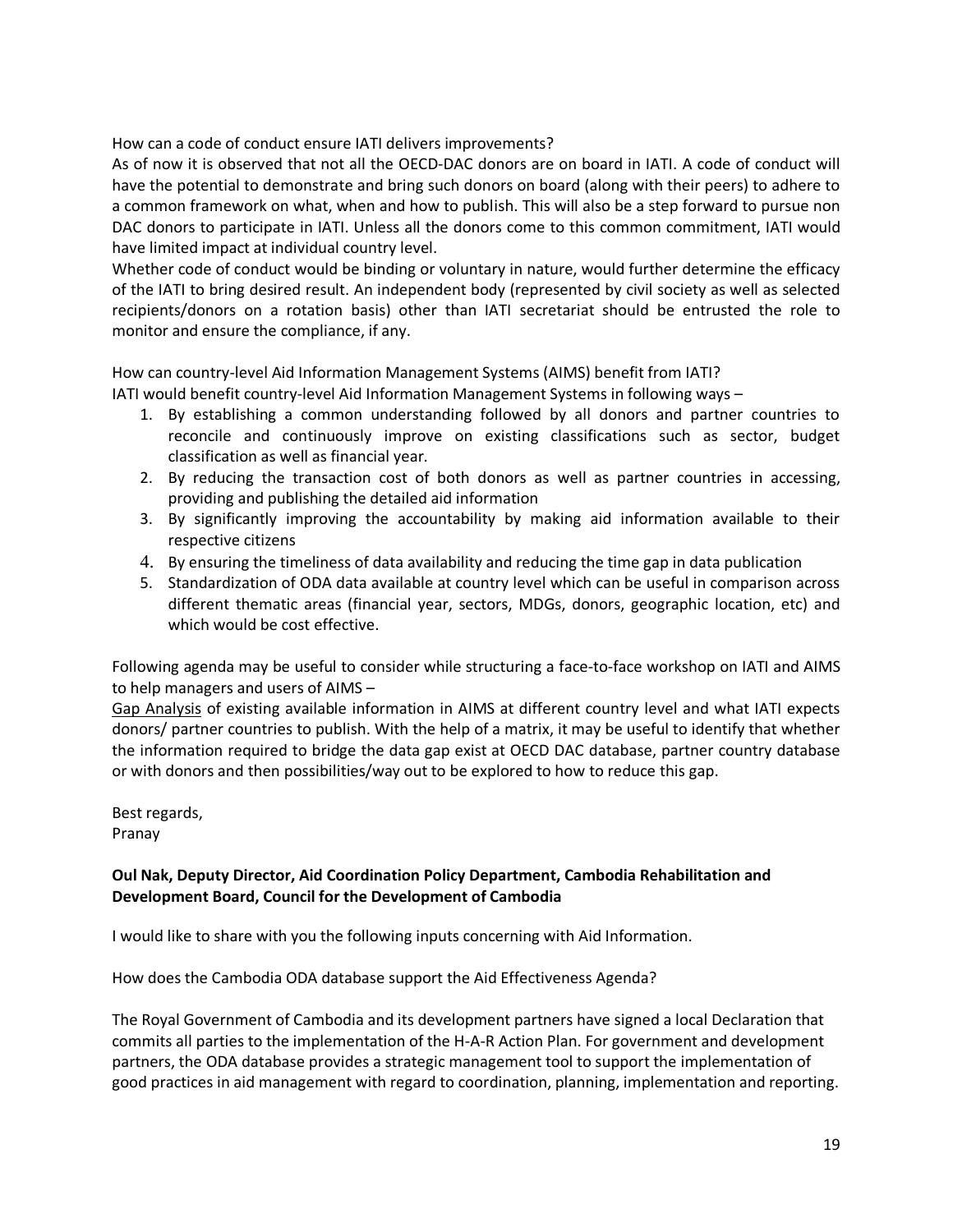How can a code of conduct ensure IATI delivers improvements?

As of now it is observed that not all the OECD-DAC donors are on board in IATI. A code of conduct will have the potential to demonstrate and bring such donors on board (along with their peers) to adhere to a common framework on what, when and how to publish. This will also be a step forward to pursue non DAC donors to participate in IATI. Unless all the donors come to this common commitment, IATI would have limited impact at individual country level.

Whether code of conduct would be binding or voluntary in nature, would further determine the efficacy of the IATI to bring desired result. An independent body (represented by civil society as well as selected recipients/donors on a rotation basis) other than IATI secretariat should be entrusted the role to monitor and ensure the compliance, if any.

How can country-level Aid Information Management Systems (AIMS) benefit from IATI?

IATI would benefit country-level Aid Information Management Systems in following ways –

1. By establishing a common understanding followed by all donors and partner countries to reconcile and continuously improve on existing classifications such as sector, budget classification as well as financial year.
2. By reducing the transaction cost of both donors as well as partner countries in accessing, providing and publishing the detailed aid information
3. By significantly improving the accountability by making aid information available to their respective citizens
4. By ensuring the timeliness of data availability and reducing the time gap in data publication
5. Standardization of ODA data available at country level which can be useful in comparison across different thematic areas (financial year, sectors, MDGs, donors, geographic location, etc) and which would be cost effective.

Following agenda may be useful to consider while structuring a face-to-face workshop on IATI and AIMS to help managers and users of AIMS –

Gap Analysis of existing available information in AIMS at different country level and what IATI expects donors/ partner countries to publish. With the help of a matrix, it may be useful to identify that whether the information required to bridge the data gap exist at OECD DAC database, partner country database or with donors and then possibilities/way out to be explored to how to reduce this gap.

Best regards,
Pranay

**Oul Nak, Deputy Director, Aid Coordination Policy Department, Cambodia Rehabilitation and Development Board, Council for the Development of Cambodia**

I would like to share with you the following inputs concerning with Aid Information.

How does the Cambodia ODA database support the Aid Effectiveness Agenda?

The Royal Government of Cambodia and its development partners have signed a local Declaration that commits all parties to the implementation of the H-A-R Action Plan. For government and development partners, the ODA database provides a strategic management tool to support the implementation of good practices in aid management with regard to coordination, planning, implementation and reporting.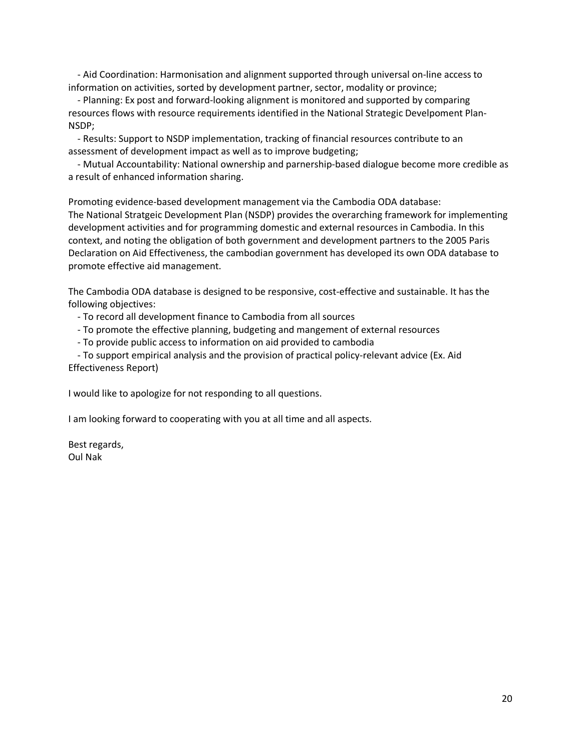- Aid Coordination: Harmonisation and alignment supported through universal on-line access to information on activities, sorted by development partner, sector, modality or province;
- Planning: Ex post and forward-looking alignment is monitored and supported by comparing resources flows with resource requirements identified in the National Strategic Develpoment Plan-NSDP;
- Results: Support to NSDP implementation, tracking of financial resources contribute to an assessment of development impact as well as to improve budgeting;
- Mutual Accountability: National ownership and parnership-based dialogue become more credible as a result of enhanced information sharing.

Promoting evidence-based development management via the Cambodia ODA database:
The National Stratgeic Development Plan (NSDP) provides the overarching framework for implementing development activities and for programming domestic and external resources in Cambodia. In this context, and noting the obligation of both government and development partners to the 2005 Paris Declaration on Aid Effectiveness, the cambodian government has developed its own ODA database to promote effective aid management.

The Cambodia ODA database is designed to be responsive, cost-effective and sustainable. It has the following objectives:

- To record all development finance to Cambodia from all sources
- To promote the effective planning, budgeting and mangement of external resources
- To provide public access to information on aid provided to cambodia
- To support empirical analysis and the provision of practical policy-relevant advice (Ex. Aid Effectiveness Report)

I would like to apologize for not responding to all questions.

I am looking forward to cooperating with you at all time and all aspects.

Best regards,
Oul Nak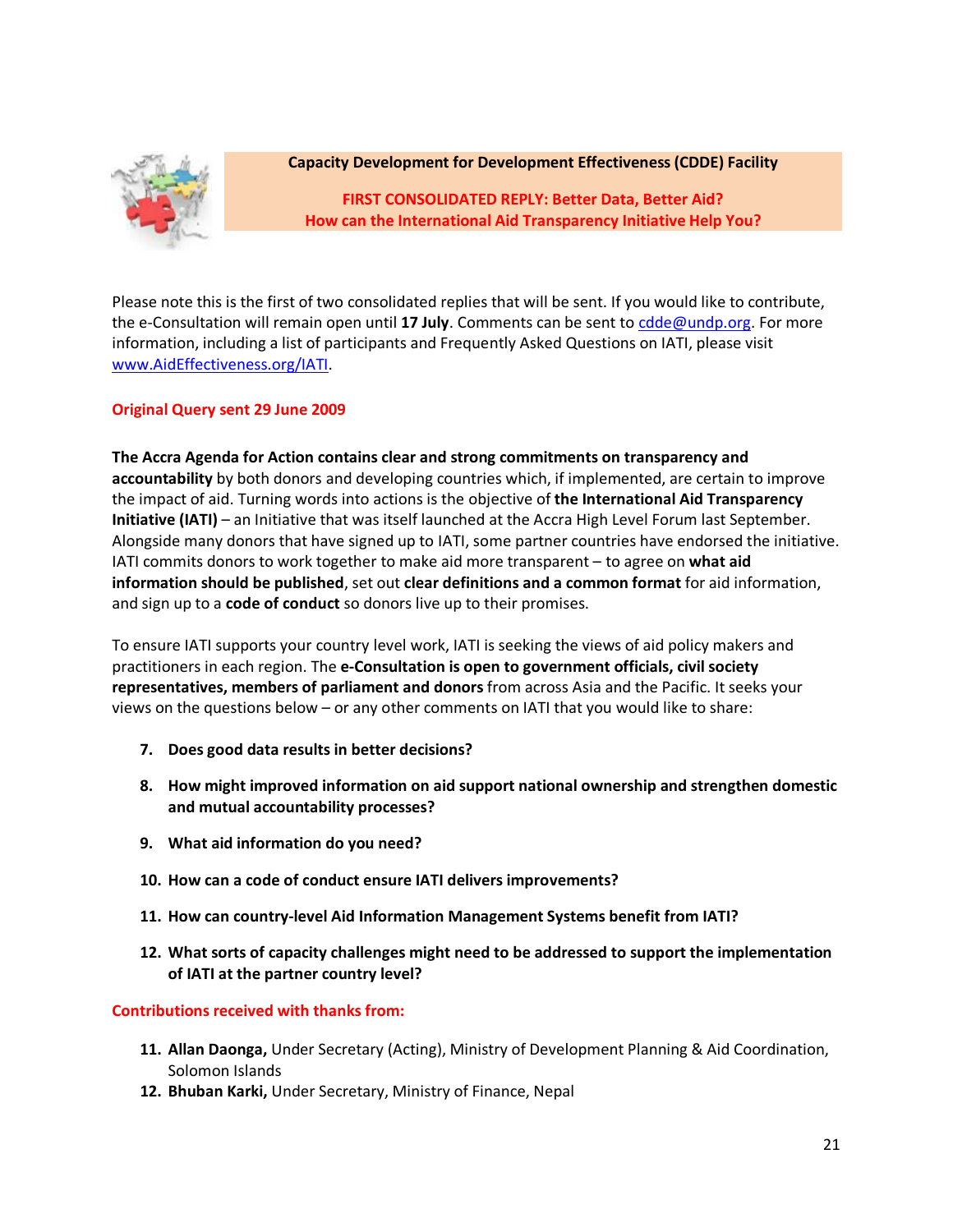**Capacity Development for Development Effectiveness (CDDE) Facility**

**FIRST CONSOLIDATED REPLY: Better Data, Better Aid?**
**How can the International Aid Transparency Initiative Help You?**

Please note this is the first of two consolidated replies that will be sent. If you would like to contribute, the e-Consultation will remain open until **17 July**. Comments can be sent to cdde@undp.org. For more information, including a list of participants and Frequently Asked Questions on IATI, please visit www.AidEffectiveness.org/IATI.

**Original Query sent 29 June 2009**

**The Accra Agenda for Action contains clear and strong commitments on transparency and accountability** by both donors and developing countries which, if implemented, are certain to improve the impact of aid. Turning words into actions is the objective of **the International Aid Transparency Initiative (IATI)** – an Initiative that was itself launched at the Accra High Level Forum last September. Alongside many donors that have signed up to IATI, some partner countries have endorsed the initiative. IATI commits donors to work together to make aid more transparent – to agree on **what aid information should be published**, set out **clear definitions and a common format** for aid information, and sign up to a **code of conduct** so donors live up to their promises.

To ensure IATI supports your country level work, IATI is seeking the views of aid policy makers and practitioners in each region. The **e-Consultation is open to government officials, civil society representatives, members of parliament and donors** from across Asia and the Pacific. It seeks your views on the questions below – or any other comments on IATI that you would like to share:

7. **Does good data results in better decisions?**
8. **How might improved information on aid support national ownership and strengthen domestic and mutual accountability processes?**
9. **What aid information do you need?**
10. **How can a code of conduct ensure IATI delivers improvements?**
11. **How can country-level Aid Information Management Systems benefit from IATI?**
12. **What sorts of capacity challenges might need to be addressed to support the implementation of IATI at the partner country level?**

**Contributions received with thanks from:**

11. **Allan Daonga,** Under Secretary (Acting), Ministry of Development Planning & Aid Coordination, Solomon Islands
12. **Bhuban Karki,** Under Secretary, Ministry of Finance, Nepal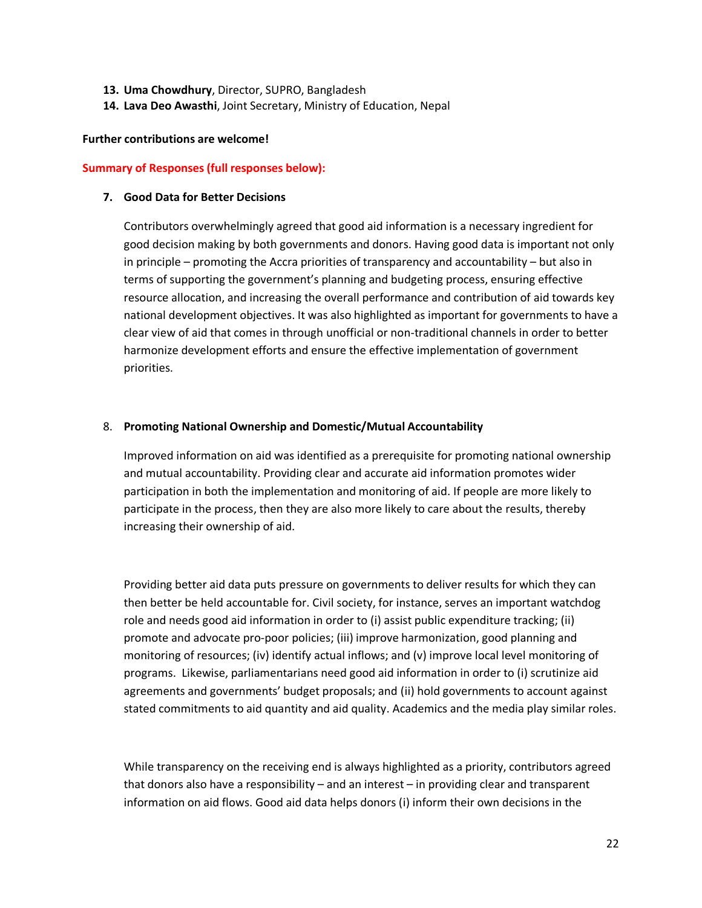13. **Uma Chowdhury**, Director, SUPRO, Bangladesh
14. **Lava Deo Awasthi**, Joint Secretary, Ministry of Education, Nepal

**Further contributions are welcome!**

**Summary of Responses (full responses below):**

7. **Good Data for Better Decisions**

   Contributors overwhelmingly agreed that good aid information is a necessary ingredient for good decision making by both governments and donors. Having good data is important not only in principle – promoting the Accra priorities of transparency and accountability – but also in terms of supporting the government's planning and budgeting process, ensuring effective resource allocation, and increasing the overall performance and contribution of aid towards key national development objectives. It was also highlighted as important for governments to have a clear view of aid that comes in through unofficial or non-traditional channels in order to better harmonize development efforts and ensure the effective implementation of government priorities.

8. **Promoting National Ownership and Domestic/Mutual Accountability**

   Improved information on aid was identified as a prerequisite for promoting national ownership and mutual accountability. Providing clear and accurate aid information promotes wider participation in both the implementation and monitoring of aid. If people are more likely to participate in the process, then they are also more likely to care about the results, thereby increasing their ownership of aid.

   Providing better aid data puts pressure on governments to deliver results for which they can then better be held accountable for. Civil society, for instance, serves an important watchdog role and needs good aid information in order to (i) assist public expenditure tracking; (ii) promote and advocate pro-poor policies; (iii) improve harmonization, good planning and monitoring of resources; (iv) identify actual inflows; and (v) improve local level monitoring of programs. Likewise, parliamentarians need good aid information in order to (i) scrutinize aid agreements and governments' budget proposals; and (ii) hold governments to account against stated commitments to aid quantity and aid quality. Academics and the media play similar roles.

   While transparency on the receiving end is always highlighted as a priority, contributors agreed that donors also have a responsibility – and an interest – in providing clear and transparent information on aid flows. Good aid data helps donors (i) inform their own decisions in the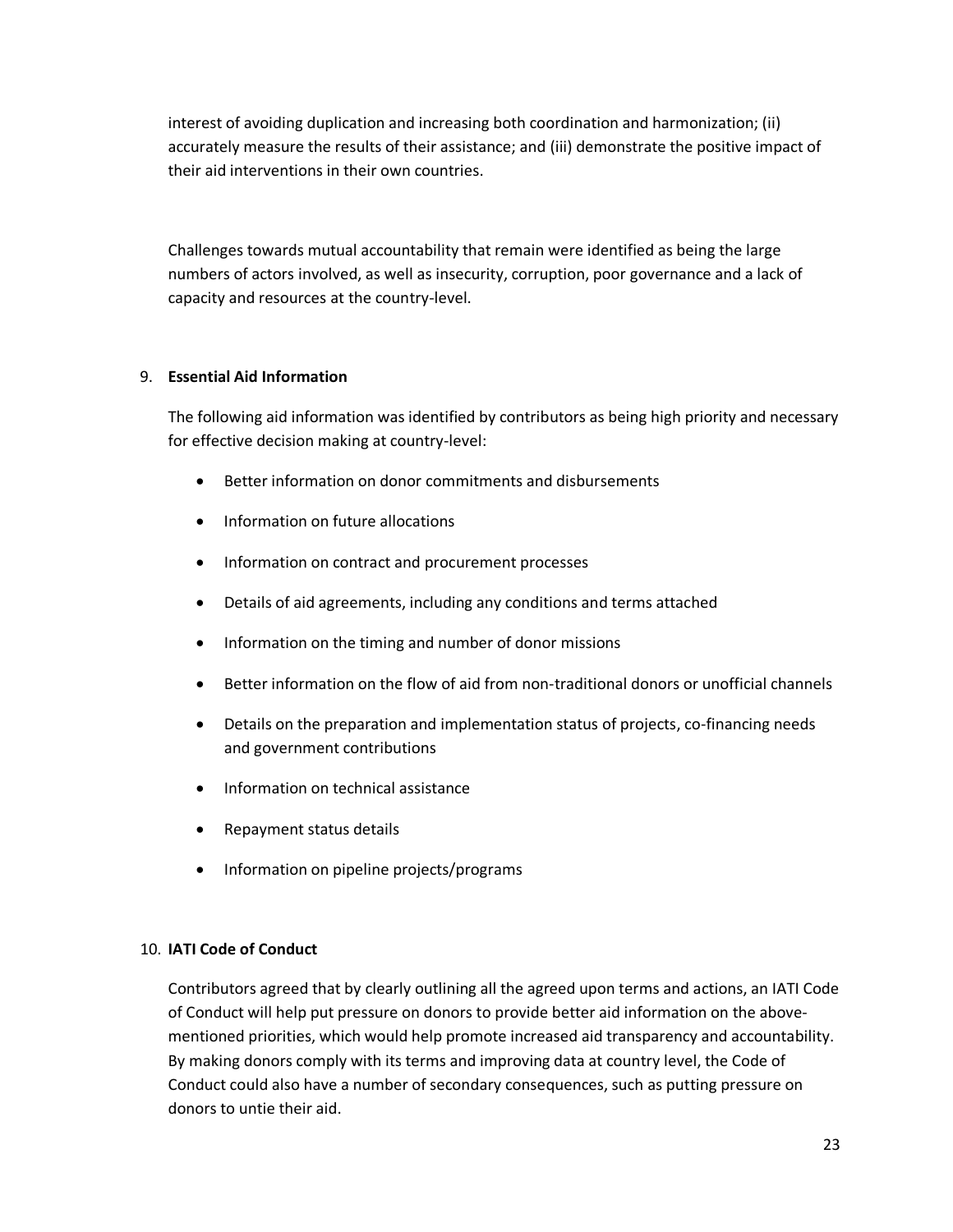interest of avoiding duplication and increasing both coordination and harmonization; (ii) accurately measure the results of their assistance; and (iii) demonstrate the positive impact of their aid interventions in their own countries.

Challenges towards mutual accountability that remain were identified as being the large numbers of actors involved, as well as insecurity, corruption, poor governance and a lack of capacity and resources at the country-level.

9. **Essential Aid Information**

   The following aid information was identified by contributors as being high priority and necessary for effective decision making at country-level:

   - Better information on donor commitments and disbursements
   - Information on future allocations
   - Information on contract and procurement processes
   - Details of aid agreements, including any conditions and terms attached
   - Information on the timing and number of donor missions
   - Better information on the flow of aid from non-traditional donors or unofficial channels
   - Details on the preparation and implementation status of projects, co-financing needs and government contributions
   - Information on technical assistance
   - Repayment status details
   - Information on pipeline projects/programs

10. **IATI Code of Conduct**

    Contributors agreed that by clearly outlining all the agreed upon terms and actions, an IATI Code of Conduct will help put pressure on donors to provide better aid information on the above-mentioned priorities, which would help promote increased aid transparency and accountability. By making donors comply with its terms and improving data at country level, the Code of Conduct could also have a number of secondary consequences, such as putting pressure on donors to untie their aid.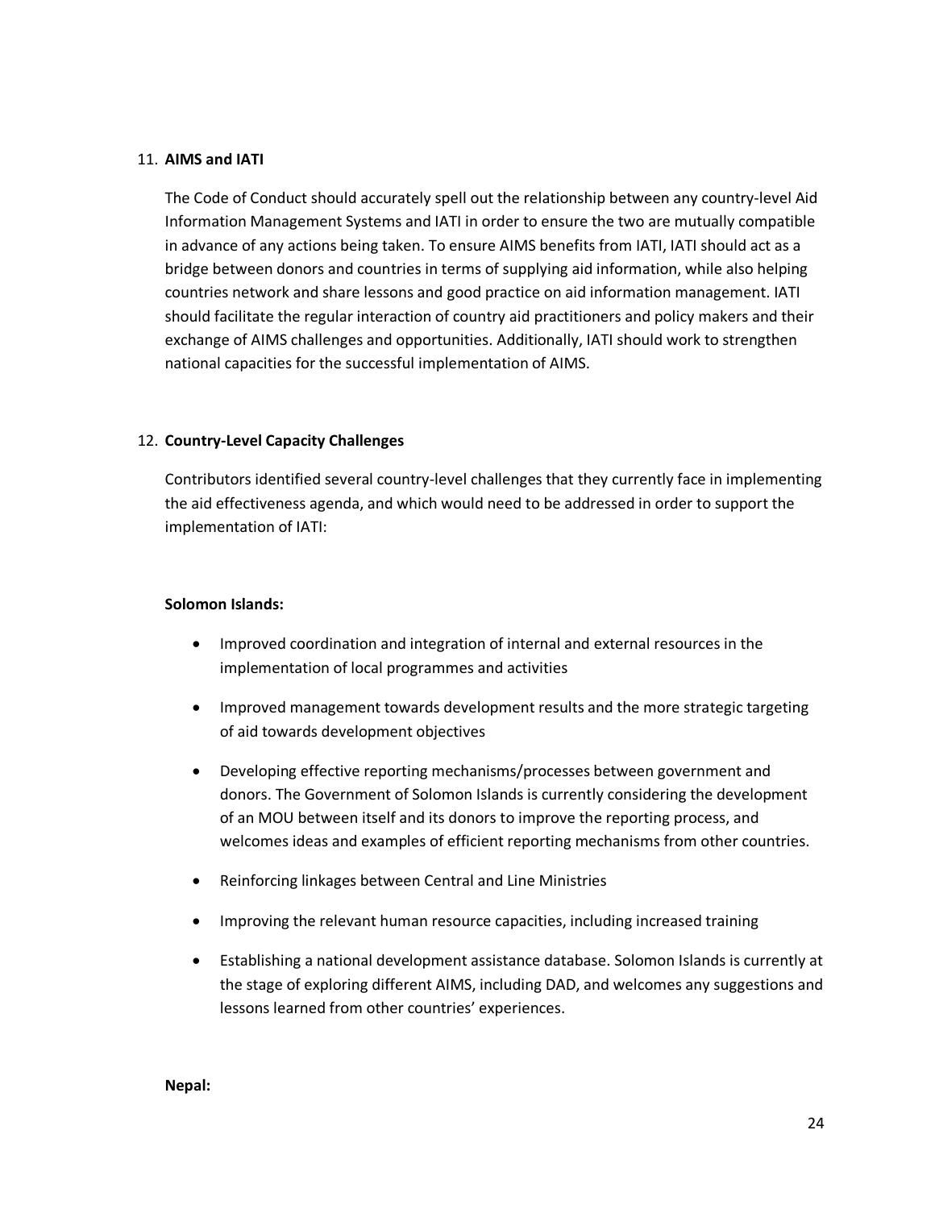11. **AIMS and IATI**

    The Code of Conduct should accurately spell out the relationship between any country-level Aid Information Management Systems and IATI in order to ensure the two are mutually compatible in advance of any actions being taken. To ensure AIMS benefits from IATI, IATI should act as a bridge between donors and countries in terms of supplying aid information, while also helping countries network and share lessons and good practice on aid information management. IATI should facilitate the regular interaction of country aid practitioners and policy makers and their exchange of AIMS challenges and opportunities. Additionally, IATI should work to strengthen national capacities for the successful implementation of AIMS.

12. **Country-Level Capacity Challenges**

    Contributors identified several country-level challenges that they currently face in implementing the aid effectiveness agenda, and which would need to be addressed in order to support the implementation of IATI:

    **Solomon Islands:**

    - Improved coordination and integration of internal and external resources in the implementation of local programmes and activities
    - Improved management towards development results and the more strategic targeting of aid towards development objectives
    - Developing effective reporting mechanisms/processes between government and donors. The Government of Solomon Islands is currently considering the development of an MOU between itself and its donors to improve the reporting process, and welcomes ideas and examples of efficient reporting mechanisms from other countries.
    - Reinforcing linkages between Central and Line Ministries
    - Improving the relevant human resource capacities, including increased training
    - Establishing a national development assistance database. Solomon Islands is currently at the stage of exploring different AIMS, including DAD, and welcomes any suggestions and lessons learned from other countries' experiences.

    **Nepal:**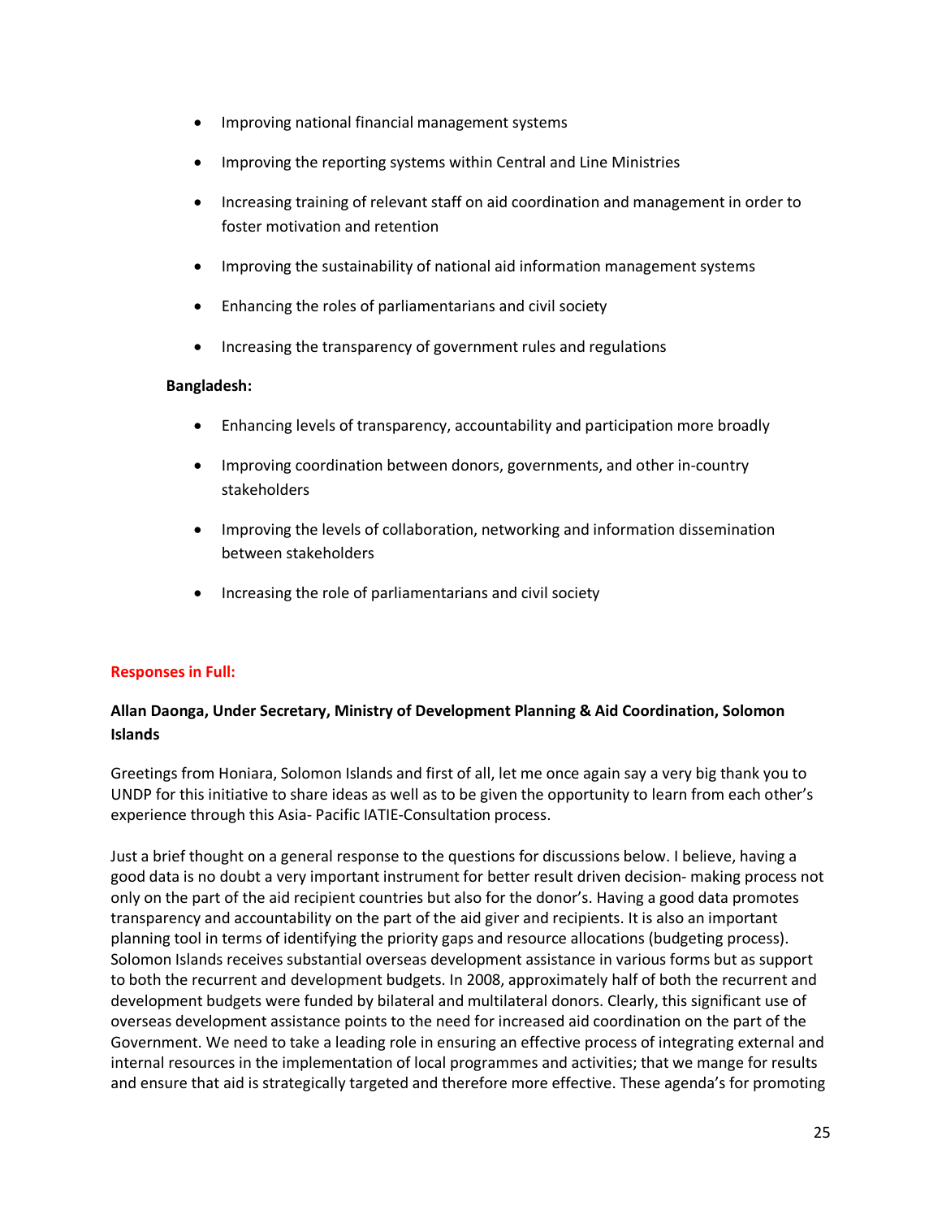- Improving national financial management systems
- Improving the reporting systems within Central and Line Ministries
- Increasing training of relevant staff on aid coordination and management in order to foster motivation and retention
- Improving the sustainability of national aid information management systems
- Enhancing the roles of parliamentarians and civil society
- Increasing the transparency of government rules and regulations

**Bangladesh:**

- Enhancing levels of transparency, accountability and participation more broadly
- Improving coordination between donors, governments, and other in-country stakeholders
- Improving the levels of collaboration, networking and information dissemination between stakeholders
- Increasing the role of parliamentarians and civil society

**Responses in Full:**

**Allan Daonga, Under Secretary, Ministry of Development Planning & Aid Coordination, Solomon Islands**

Greetings from Honiara, Solomon Islands and first of all, let me once again say a very big thank you to UNDP for this initiative to share ideas as well as to be given the opportunity to learn from each other's experience through this Asia- Pacific IATIE-Consultation process.

Just a brief thought on a general response to the questions for discussions below. I believe, having a good data is no doubt a very important instrument for better result driven decision- making process not only on the part of the aid recipient countries but also for the donor's. Having a good data promotes transparency and accountability on the part of the aid giver and recipients. It is also an important planning tool in terms of identifying the priority gaps and resource allocations (budgeting process). Solomon Islands receives substantial overseas development assistance in various forms but as support to both the recurrent and development budgets. In 2008, approximately half of both the recurrent and development budgets were funded by bilateral and multilateral donors. Clearly, this significant use of overseas development assistance points to the need for increased aid coordination on the part of the Government. We need to take a leading role in ensuring an effective process of integrating external and internal resources in the implementation of local programmes and activities; that we mange for results and ensure that aid is strategically targeted and therefore more effective. These agenda's for promoting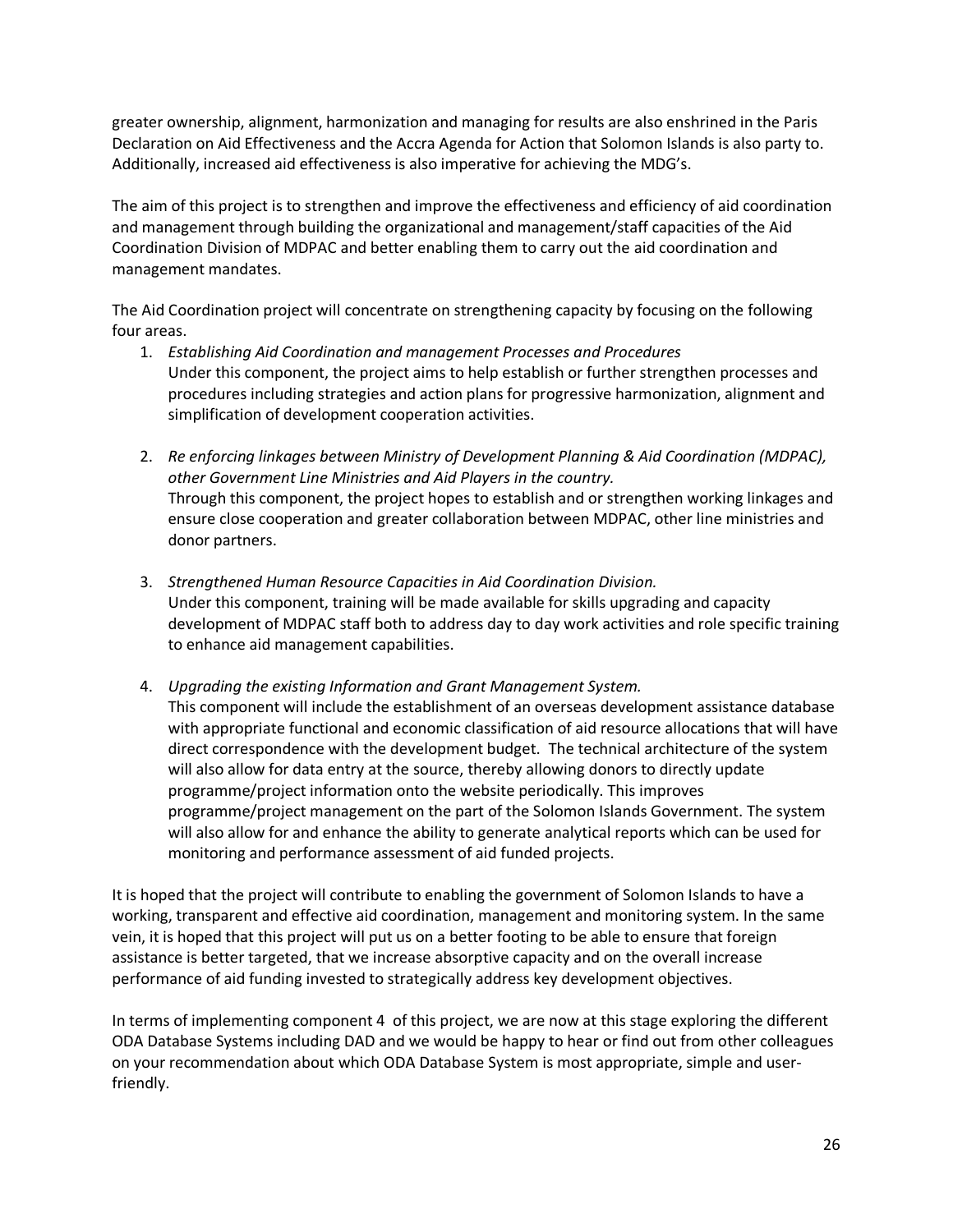greater ownership, alignment, harmonization and managing for results are also enshrined in the Paris Declaration on Aid Effectiveness and the Accra Agenda for Action that Solomon Islands is also party to. Additionally, increased aid effectiveness is also imperative for achieving the MDG's.

The aim of this project is to strengthen and improve the effectiveness and efficiency of aid coordination and management through building the organizational and management/staff capacities of the Aid Coordination Division of MDPAC and better enabling them to carry out the aid coordination and management mandates.

The Aid Coordination project will concentrate on strengthening capacity by focusing on the following four areas.

1. *Establishing Aid Coordination and management Processes and Procedures*
   Under this component, the project aims to help establish or further strengthen processes and procedures including strategies and action plans for progressive harmonization, alignment and simplification of development cooperation activities.

2. *Re enforcing linkages between Ministry of Development Planning & Aid Coordination (MDPAC), other Government Line Ministries and Aid Players in the country.*
   Through this component, the project hopes to establish and or strengthen working linkages and ensure close cooperation and greater collaboration between MDPAC, other line ministries and donor partners.

3. *Strengthened Human Resource Capacities in Aid Coordination Division.*
   Under this component, training will be made available for skills upgrading and capacity development of MDPAC staff both to address day to day work activities and role specific training to enhance aid management capabilities.

4. *Upgrading the existing Information and Grant Management System.*
   This component will include the establishment of an overseas development assistance database with appropriate functional and economic classification of aid resource allocations that will have direct correspondence with the development budget. The technical architecture of the system will also allow for data entry at the source, thereby allowing donors to directly update programme/project information onto the website periodically. This improves programme/project management on the part of the Solomon Islands Government. The system will also allow for and enhance the ability to generate analytical reports which can be used for monitoring and performance assessment of aid funded projects.

It is hoped that the project will contribute to enabling the government of Solomon Islands to have a working, transparent and effective aid coordination, management and monitoring system. In the same vein, it is hoped that this project will put us on a better footing to be able to ensure that foreign assistance is better targeted, that we increase absorptive capacity and on the overall increase performance of aid funding invested to strategically address key development objectives.

In terms of implementing component 4 of this project, we are now at this stage exploring the different ODA Database Systems including DAD and we would be happy to hear or find out from other colleagues on your recommendation about which ODA Database System is most appropriate, simple and user-friendly.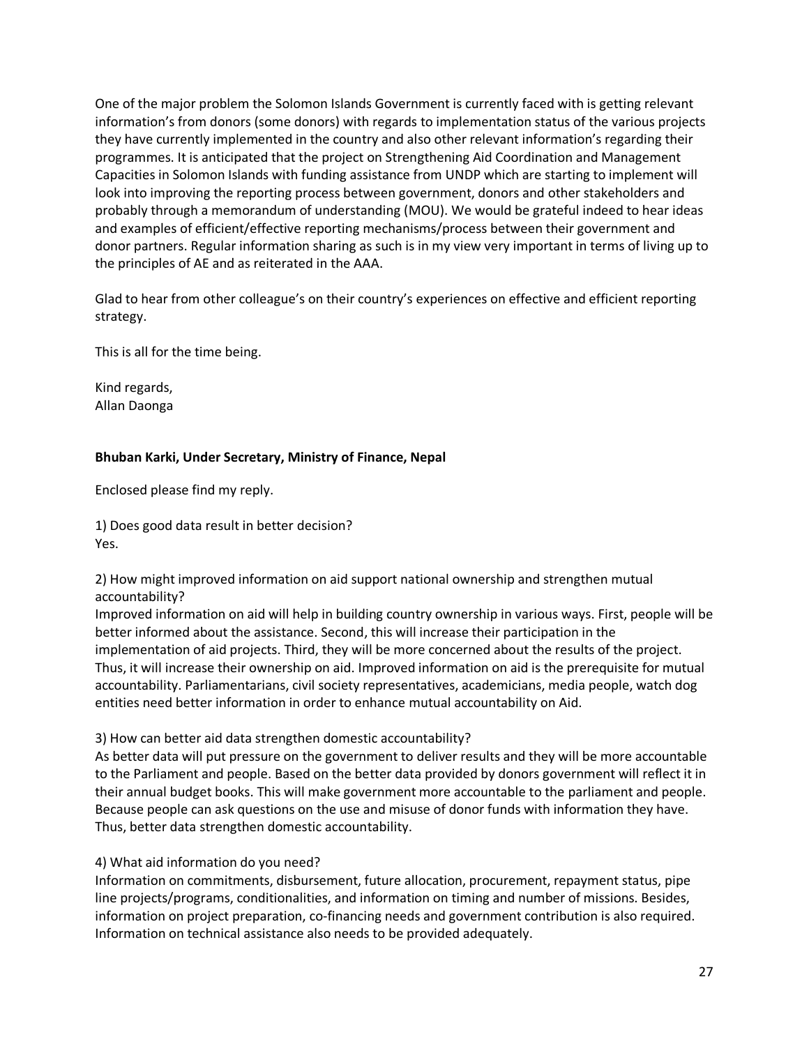One of the major problem the Solomon Islands Government is currently faced with is getting relevant information's from donors (some donors) with regards to implementation status of the various projects they have currently implemented in the country and also other relevant information's regarding their programmes. It is anticipated that the project on Strengthening Aid Coordination and Management Capacities in Solomon Islands with funding assistance from UNDP which are starting to implement will look into improving the reporting process between government, donors and other stakeholders and probably through a memorandum of understanding (MOU). We would be grateful indeed to hear ideas and examples of efficient/effective reporting mechanisms/process between their government and donor partners. Regular information sharing as such is in my view very important in terms of living up to the principles of AE and as reiterated in the AAA.

Glad to hear from other colleague's on their country's experiences on effective and efficient reporting strategy.

This is all for the time being.

Kind regards,
Allan Daonga

**Bhuban Karki, Under Secretary, Ministry of Finance, Nepal**

Enclosed please find my reply.

1) Does good data result in better decision?
Yes.

2) How might improved information on aid support national ownership and strengthen mutual accountability?
Improved information on aid will help in building country ownership in various ways. First, people will be better informed about the assistance. Second, this will increase their participation in the implementation of aid projects. Third, they will be more concerned about the results of the project. Thus, it will increase their ownership on aid. Improved information on aid is the prerequisite for mutual accountability. Parliamentarians, civil society representatives, academicians, media people, watch dog entities need better information in order to enhance mutual accountability on Aid.

3) How can better aid data strengthen domestic accountability?
As better data will put pressure on the government to deliver results and they will be more accountable to the Parliament and people. Based on the better data provided by donors government will reflect it in their annual budget books. This will make government more accountable to the parliament and people. Because people can ask questions on the use and misuse of donor funds with information they have. Thus, better data strengthen domestic accountability.

4) What aid information do you need?
Information on commitments, disbursement, future allocation, procurement, repayment status, pipe line projects/programs, conditionalities, and information on timing and number of missions. Besides, information on project preparation, co-financing needs and government contribution is also required. Information on technical assistance also needs to be provided adequately.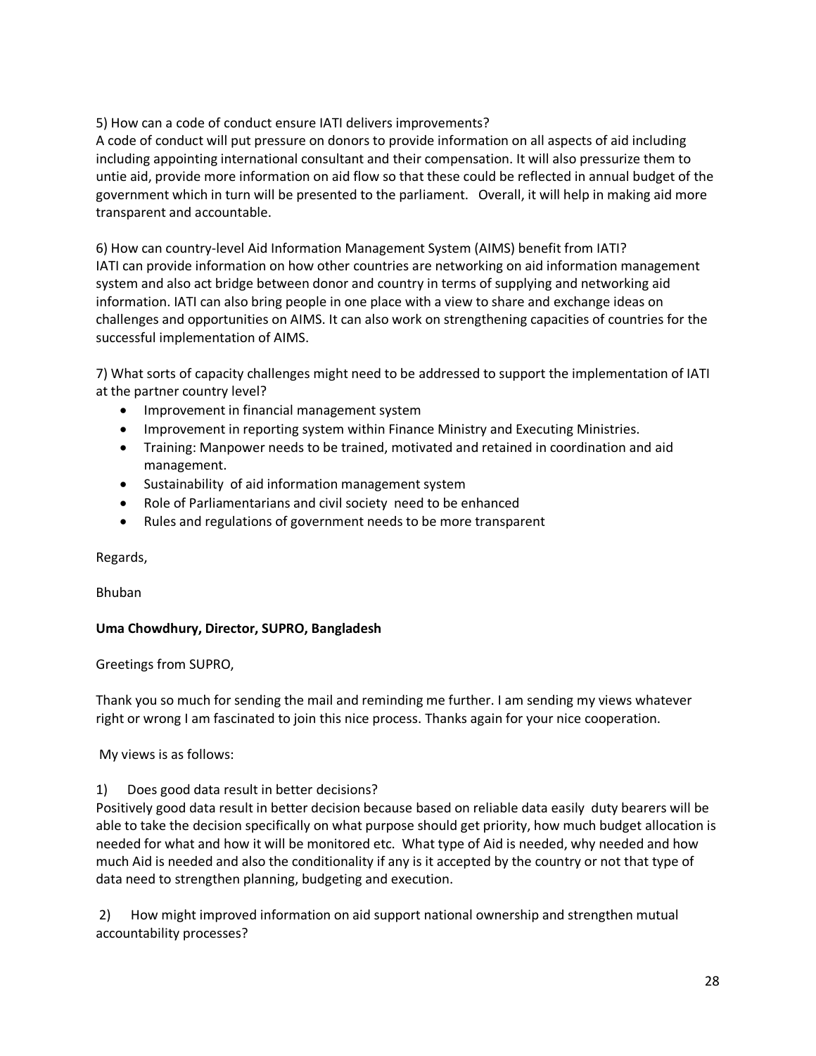5) How can a code of conduct ensure IATI delivers improvements?
A code of conduct will put pressure on donors to provide information on all aspects of aid including including appointing international consultant and their compensation. It will also pressurize them to untie aid, provide more information on aid flow so that these could be reflected in annual budget of the government which in turn will be presented to the parliament. Overall, it will help in making aid more transparent and accountable.

6) How can country-level Aid Information Management System (AIMS) benefit from IATI?
IATI can provide information on how other countries are networking on aid information management system and also act bridge between donor and country in terms of supplying and networking aid information. IATI can also bring people in one place with a view to share and exchange ideas on challenges and opportunities on AIMS. It can also work on strengthening capacities of countries for the successful implementation of AIMS.

7) What sorts of capacity challenges might need to be addressed to support the implementation of IATI at the partner country level?

- Improvement in financial management system
- Improvement in reporting system within Finance Ministry and Executing Ministries.
- Training: Manpower needs to be trained, motivated and retained in coordination and aid management.
- Sustainability of aid information management system
- Role of Parliamentarians and civil society need to be enhanced
- Rules and regulations of government needs to be more transparent

Regards,

Bhuban

**Uma Chowdhury, Director, SUPRO, Bangladesh**

Greetings from SUPRO,

Thank you so much for sending the mail and reminding me further. I am sending my views whatever right or wrong I am fascinated to join this nice process. Thanks again for your nice cooperation.

My views is as follows:

1) Does good data result in better decisions?
Positively good data result in better decision because based on reliable data easily duty bearers will be able to take the decision specifically on what purpose should get priority, how much budget allocation is needed for what and how it will be monitored etc. What type of Aid is needed, why needed and how much Aid is needed and also the conditionality if any is it accepted by the country or not that type of data need to strengthen planning, budgeting and execution.

2) How might improved information on aid support national ownership and strengthen mutual accountability processes?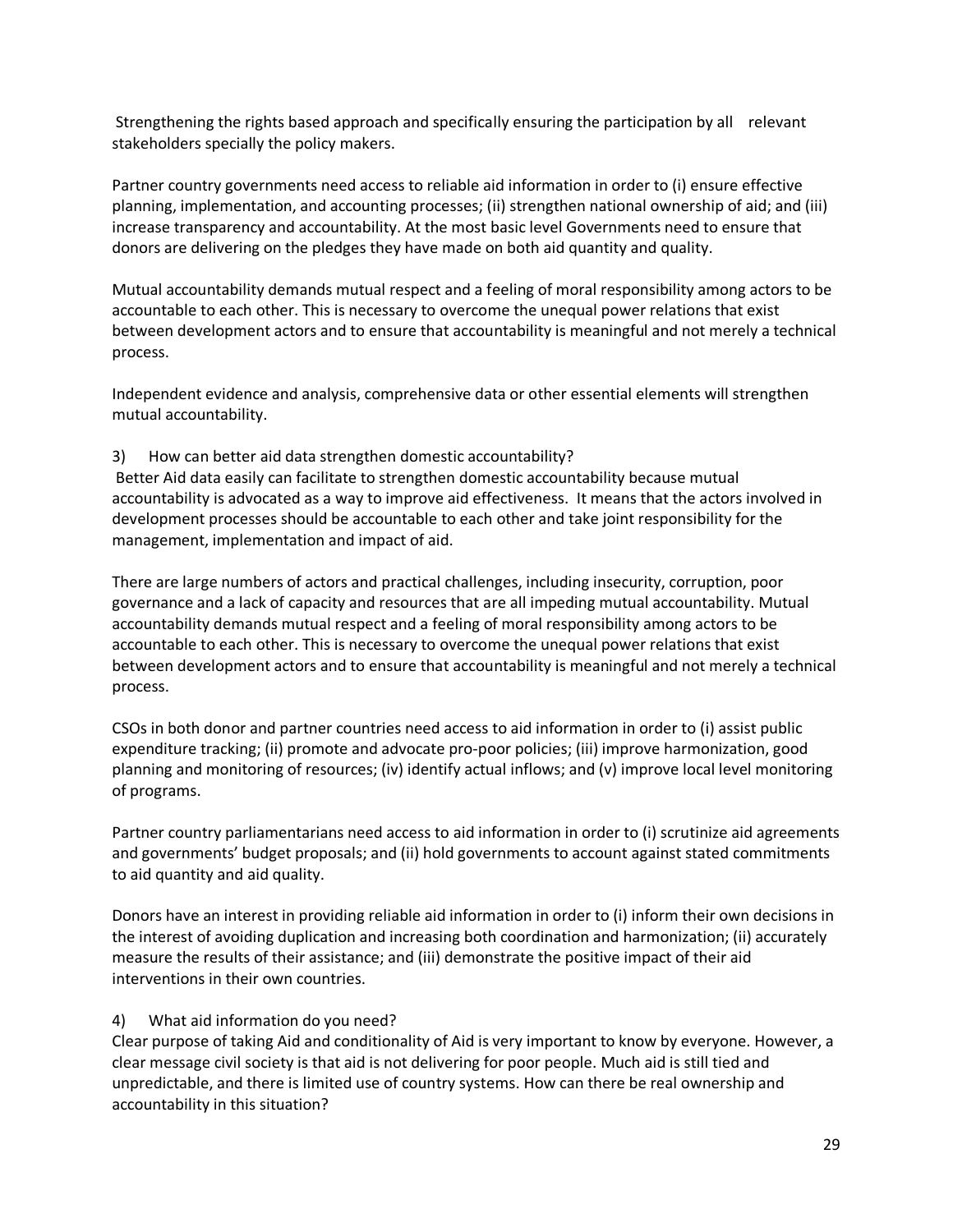Strengthening the rights based approach and specifically ensuring the participation by all relevant stakeholders specially the policy makers.

Partner country governments need access to reliable aid information in order to (i) ensure effective planning, implementation, and accounting processes; (ii) strengthen national ownership of aid; and (iii) increase transparency and accountability. At the most basic level Governments need to ensure that donors are delivering on the pledges they have made on both aid quantity and quality.

Mutual accountability demands mutual respect and a feeling of moral responsibility among actors to be accountable to each other. This is necessary to overcome the unequal power relations that exist between development actors and to ensure that accountability is meaningful and not merely a technical process.

Independent evidence and analysis, comprehensive data or other essential elements will strengthen mutual accountability.

3) How can better aid data strengthen domestic accountability?

Better Aid data easily can facilitate to strengthen domestic accountability because mutual accountability is advocated as a way to improve aid effectiveness. It means that the actors involved in development processes should be accountable to each other and take joint responsibility for the management, implementation and impact of aid.

There are large numbers of actors and practical challenges, including insecurity, corruption, poor governance and a lack of capacity and resources that are all impeding mutual accountability. Mutual accountability demands mutual respect and a feeling of moral responsibility among actors to be accountable to each other. This is necessary to overcome the unequal power relations that exist between development actors and to ensure that accountability is meaningful and not merely a technical process.

CSOs in both donor and partner countries need access to aid information in order to (i) assist public expenditure tracking; (ii) promote and advocate pro-poor policies; (iii) improve harmonization, good planning and monitoring of resources; (iv) identify actual inflows; and (v) improve local level monitoring of programs.

Partner country parliamentarians need access to aid information in order to (i) scrutinize aid agreements and governments' budget proposals; and (ii) hold governments to account against stated commitments to aid quantity and aid quality.

Donors have an interest in providing reliable aid information in order to (i) inform their own decisions in the interest of avoiding duplication and increasing both coordination and harmonization; (ii) accurately measure the results of their assistance; and (iii) demonstrate the positive impact of their aid interventions in their own countries.

4) What aid information do you need?

Clear purpose of taking Aid and conditionality of Aid is very important to know by everyone. However, a clear message civil society is that aid is not delivering for poor people. Much aid is still tied and unpredictable, and there is limited use of country systems. How can there be real ownership and accountability in this situation?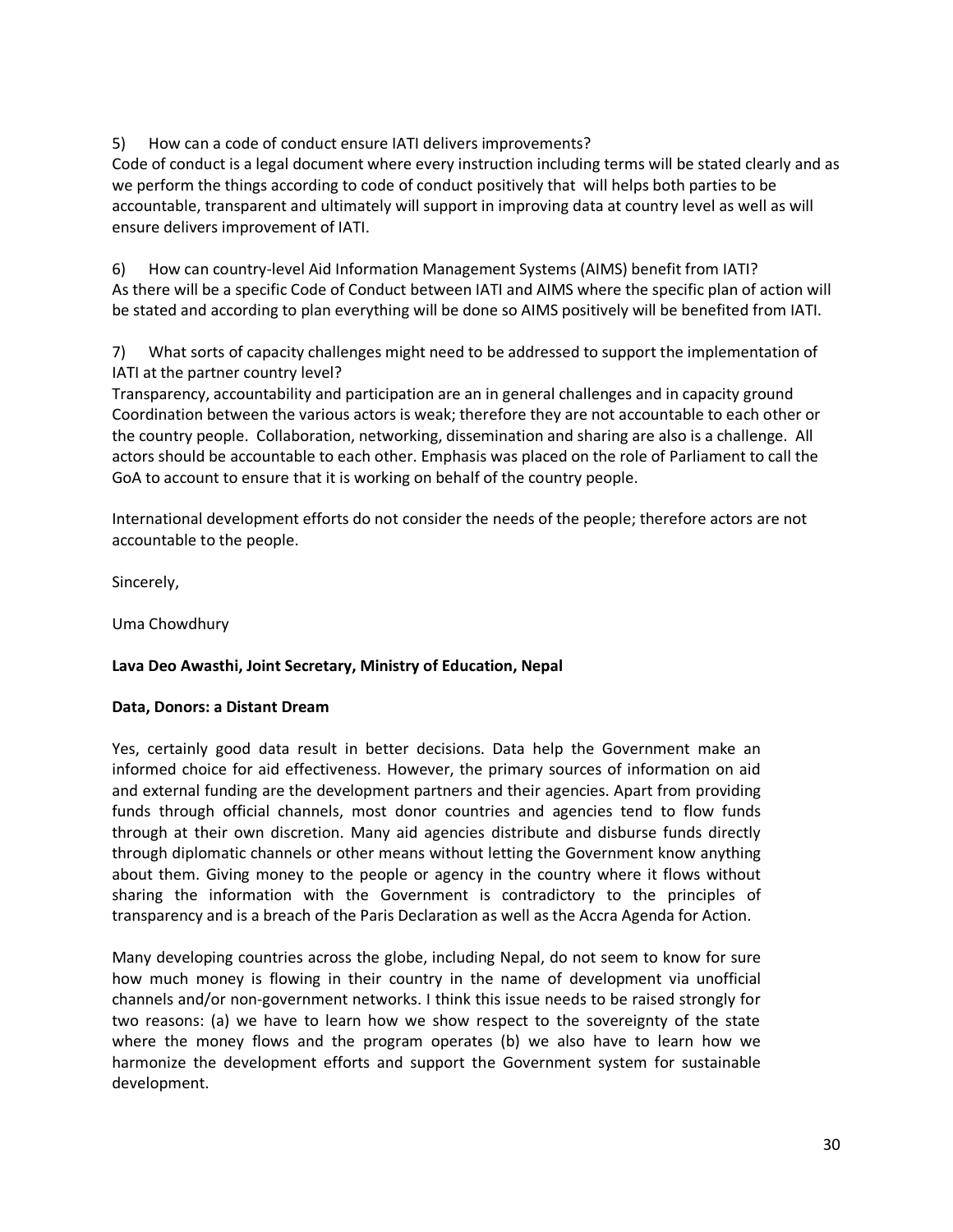5) How can a code of conduct ensure IATI delivers improvements?
Code of conduct is a legal document where every instruction including terms will be stated clearly and as we perform the things according to code of conduct positively that will helps both parties to be accountable, transparent and ultimately will support in improving data at country level as well as will ensure delivers improvement of IATI.

6) How can country-level Aid Information Management Systems (AIMS) benefit from IATI?
As there will be a specific Code of Conduct between IATI and AIMS where the specific plan of action will be stated and according to plan everything will be done so AIMS positively will be benefited from IATI.

7) What sorts of capacity challenges might need to be addressed to support the implementation of IATI at the partner country level?
Transparency, accountability and participation are an in general challenges and in capacity ground Coordination between the various actors is weak; therefore they are not accountable to each other or the country people. Collaboration, networking, dissemination and sharing are also is a challenge. All actors should be accountable to each other. Emphasis was placed on the role of Parliament to call the GoA to account to ensure that it is working on behalf of the country people.

International development efforts do not consider the needs of the people; therefore actors are not accountable to the people.

Sincerely,

Uma Chowdhury

**Lava Deo Awasthi, Joint Secretary, Ministry of Education, Nepal**

**Data, Donors: a Distant Dream**

Yes, certainly good data result in better decisions. Data help the Government make an informed choice for aid effectiveness. However, the primary sources of information on aid and external funding are the development partners and their agencies. Apart from providing funds through official channels, most donor countries and agencies tend to flow funds through at their own discretion. Many aid agencies distribute and disburse funds directly through diplomatic channels or other means without letting the Government know anything about them. Giving money to the people or agency in the country where it flows without sharing the information with the Government is contradictory to the principles of transparency and is a breach of the Paris Declaration as well as the Accra Agenda for Action.

Many developing countries across the globe, including Nepal, do not seem to know for sure how much money is flowing in their country in the name of development via unofficial channels and/or non-government networks. I think this issue needs to be raised strongly for two reasons: (a) we have to learn how we show respect to the sovereignty of the state where the money flows and the program operates (b) we also have to learn how we harmonize the development efforts and support the Government system for sustainable development.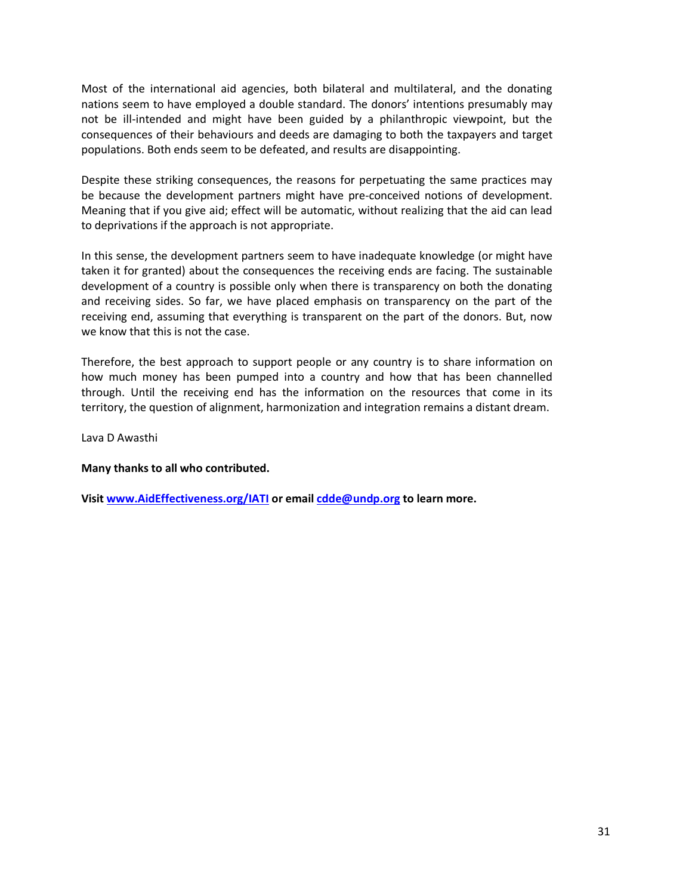Most of the international aid agencies, both bilateral and multilateral, and the donating nations seem to have employed a double standard. The donors' intentions presumably may not be ill-intended and might have been guided by a philanthropic viewpoint, but the consequences of their behaviours and deeds are damaging to both the taxpayers and target populations. Both ends seem to be defeated, and results are disappointing.

Despite these striking consequences, the reasons for perpetuating the same practices may be because the development partners might have pre-conceived notions of development. Meaning that if you give aid; effect will be automatic, without realizing that the aid can lead to deprivations if the approach is not appropriate.

In this sense, the development partners seem to have inadequate knowledge (or might have taken it for granted) about the consequences the receiving ends are facing. The sustainable development of a country is possible only when there is transparency on both the donating and receiving sides. So far, we have placed emphasis on transparency on the part of the receiving end, assuming that everything is transparent on the part of the donors. But, now we know that this is not the case.

Therefore, the best approach to support people or any country is to share information on how much money has been pumped into a country and how that has been channelled through. Until the receiving end has the information on the resources that come in its territory, the question of alignment, harmonization and integration remains a distant dream.

Lava D Awasthi

**Many thanks to all who contributed.**

**Visit [www.AidEffectiveness.org/IATI](http://www.AidEffectiveness.org/IATI) or email [cdde@undp.org](mailto:cdde@undp.org) to learn more.**